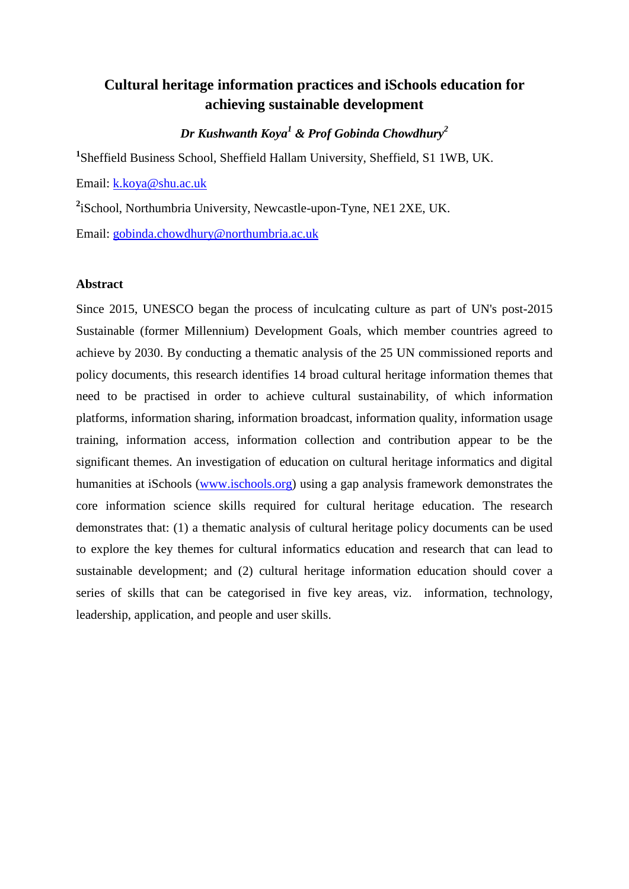# Cultural heritage information practices and iSchools education for achieving sustainable development

***Dr Kushwanth Koya[1] & Prof Gobinda Chowdhury[2]***

[1]Sheffield Business School, Sheffield Hallam University, Sheffield, S1 1WB, UK.

Email: k.koya@shu.ac.uk

[2]iSchool, Northumbria University, Newcastle-upon-Tyne, NE1 2XE, UK.

Email: gobinda.chowdhury@northumbria.ac.uk

## Abstract

Since 2015, UNESCO began the process of inculcating culture as part of UN's post-2015 Sustainable (former Millennium) Development Goals, which member countries agreed to achieve by 2030. By conducting a thematic analysis of the 25 UN commissioned reports and policy documents, this research identifies 14 broad cultural heritage information themes that need to be practised in order to achieve cultural sustainability, of which information platforms, information sharing, information broadcast, information quality, information usage training, information access, information collection and contribution appear to be the significant themes. An investigation of education on cultural heritage informatics and digital humanities at iSchools (www.ischools.org) using a gap analysis framework demonstrates the core information science skills required for cultural heritage education. The research demonstrates that: (1) a thematic analysis of cultural heritage policy documents can be used to explore the key themes for cultural informatics education and research that can lead to sustainable development; and (2) cultural heritage information education should cover a series of skills that can be categorised in five key areas, viz. information, technology, leadership, application, and people and user skills.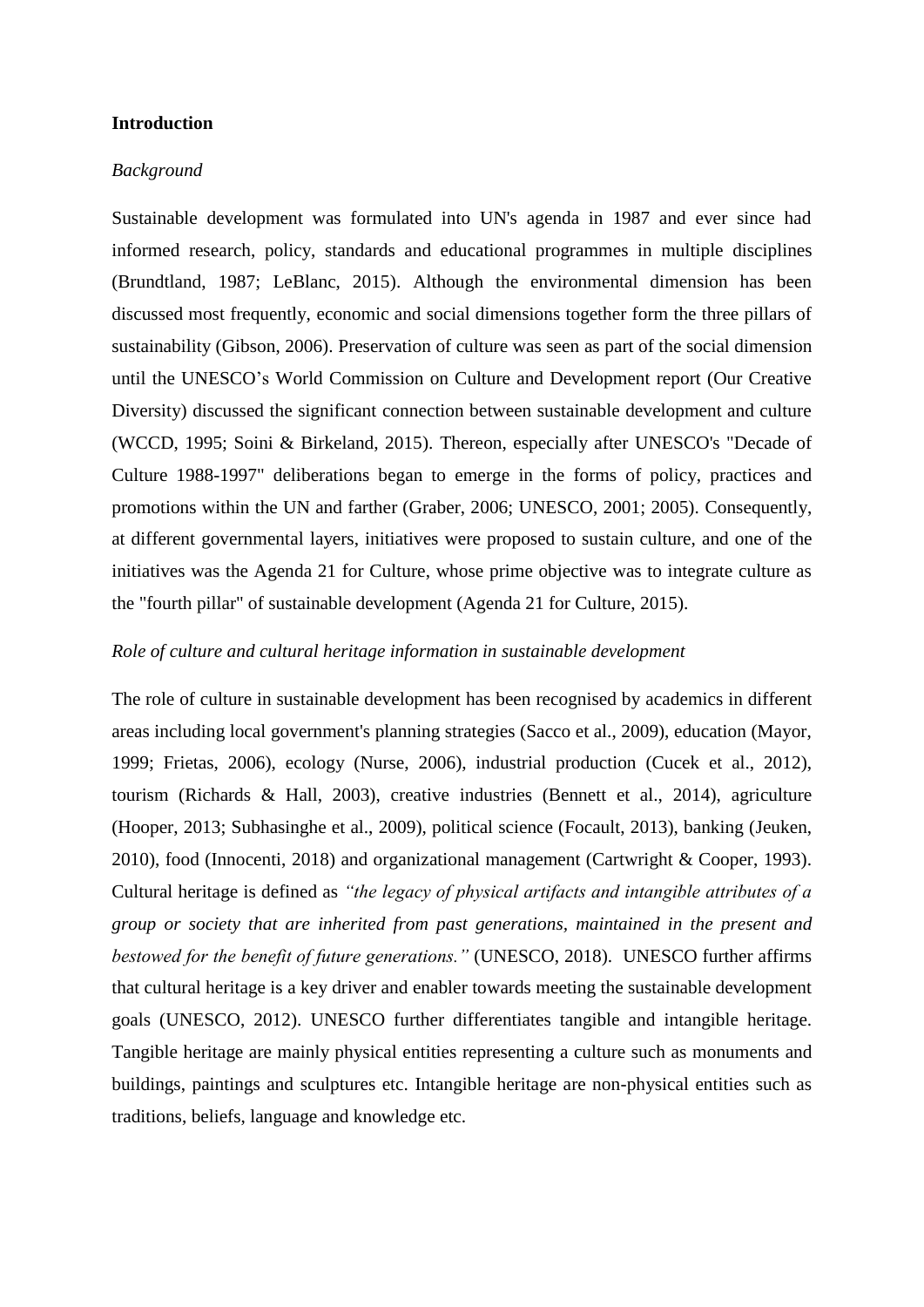**Introduction**

*Background*

Sustainable development was formulated into UN's agenda in 1987 and ever since had informed research, policy, standards and educational programmes in multiple disciplines (Brundtland, 1987; LeBlanc, 2015). Although the environmental dimension has been discussed most frequently, economic and social dimensions together form the three pillars of sustainability (Gibson, 2006). Preservation of culture was seen as part of the social dimension until the UNESCO's World Commission on Culture and Development report (Our Creative Diversity) discussed the significant connection between sustainable development and culture (WCCD, 1995; Soini & Birkeland, 2015). Thereon, especially after UNESCO's "Decade of Culture 1988-1997" deliberations began to emerge in the forms of policy, practices and promotions within the UN and farther (Graber, 2006; UNESCO, 2001; 2005). Consequently, at different governmental layers, initiatives were proposed to sustain culture, and one of the initiatives was the Agenda 21 for Culture, whose prime objective was to integrate culture as the "fourth pillar" of sustainable development (Agenda 21 for Culture, 2015).

*Role of culture and cultural heritage information in sustainable development*

The role of culture in sustainable development has been recognised by academics in different areas including local government's planning strategies (Sacco et al., 2009), education (Mayor, 1999; Frietas, 2006), ecology (Nurse, 2006), industrial production (Cucek et al., 2012), tourism (Richards & Hall, 2003), creative industries (Bennett et al., 2014), agriculture (Hooper, 2013; Subhasinghe et al., 2009), political science (Focault, 2013), banking (Jeuken, 2010), food (Innocenti, 2018) and organizational management (Cartwright & Cooper, 1993). Cultural heritage is defined as *"the legacy of physical artifacts and intangible attributes of a group or society that are inherited from past generations, maintained in the present and bestowed for the benefit of future generations."* (UNESCO, 2018). UNESCO further affirms that cultural heritage is a key driver and enabler towards meeting the sustainable development goals (UNESCO, 2012). UNESCO further differentiates tangible and intangible heritage. Tangible heritage are mainly physical entities representing a culture such as monuments and buildings, paintings and sculptures etc. Intangible heritage are non-physical entities such as traditions, beliefs, language and knowledge etc.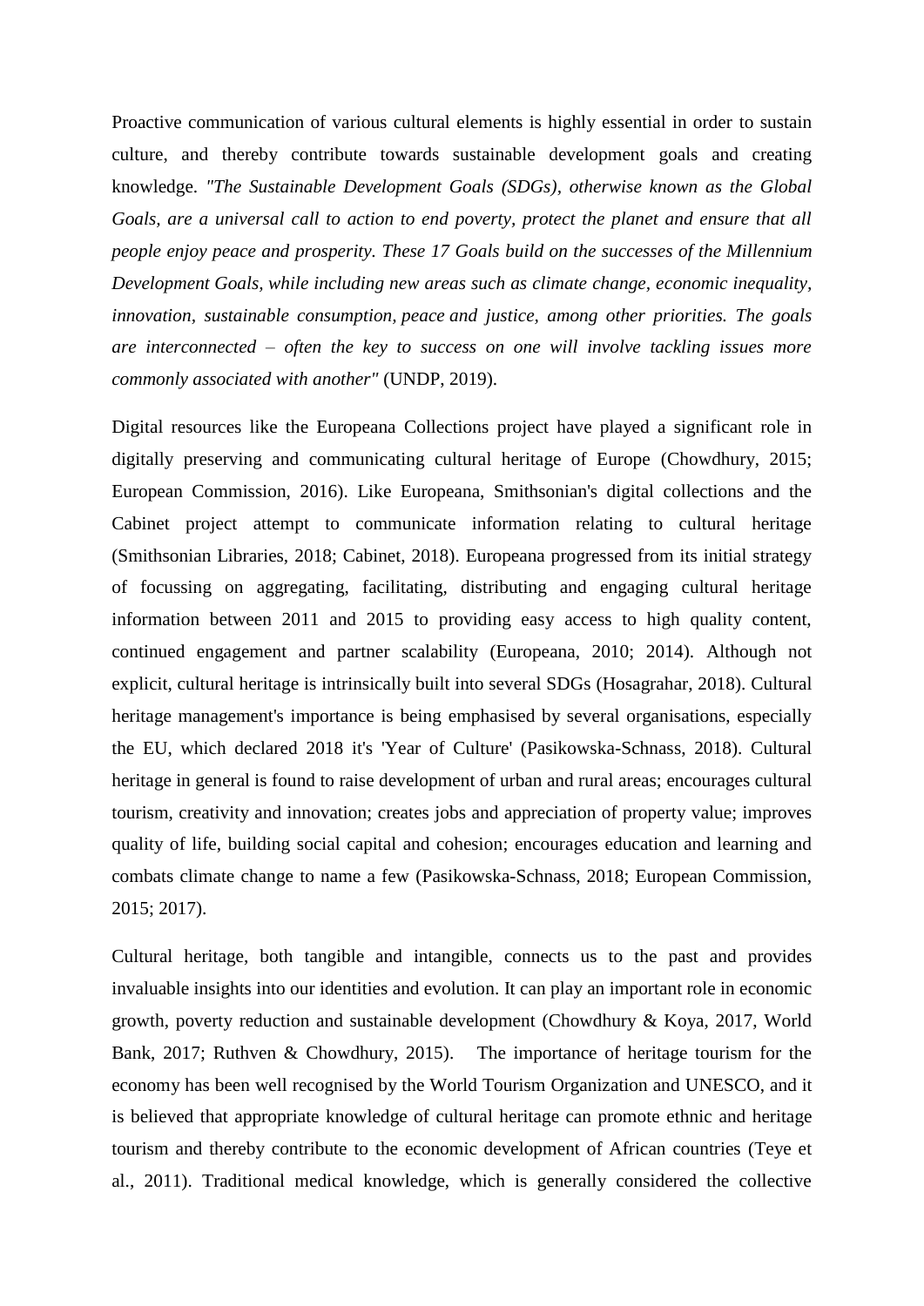Proactive communication of various cultural elements is highly essential in order to sustain culture, and thereby contribute towards sustainable development goals and creating knowledge. *"The Sustainable Development Goals (SDGs), otherwise known as the Global Goals, are a universal call to action to end poverty, protect the planet and ensure that all people enjoy peace and prosperity. These 17 Goals build on the successes of the Millennium Development Goals, while including new areas such as climate change, economic inequality, innovation, sustainable consumption, peace and justice, among other priorities. The goals are interconnected – often the key to success on one will involve tackling issues more commonly associated with another"* (UNDP, 2019).

Digital resources like the Europeana Collections project have played a significant role in digitally preserving and communicating cultural heritage of Europe (Chowdhury, 2015; European Commission, 2016). Like Europeana, Smithsonian's digital collections and the Cabinet project attempt to communicate information relating to cultural heritage (Smithsonian Libraries, 2018; Cabinet, 2018). Europeana progressed from its initial strategy of focussing on aggregating, facilitating, distributing and engaging cultural heritage information between 2011 and 2015 to providing easy access to high quality content, continued engagement and partner scalability (Europeana, 2010; 2014). Although not explicit, cultural heritage is intrinsically built into several SDGs (Hosagrahar, 2018). Cultural heritage management's importance is being emphasised by several organisations, especially the EU, which declared 2018 it's 'Year of Culture' (Pasikowska-Schnass, 2018). Cultural heritage in general is found to raise development of urban and rural areas; encourages cultural tourism, creativity and innovation; creates jobs and appreciation of property value; improves quality of life, building social capital and cohesion; encourages education and learning and combats climate change to name a few (Pasikowska-Schnass, 2018; European Commission, 2015; 2017).

Cultural heritage, both tangible and intangible, connects us to the past and provides invaluable insights into our identities and evolution. It can play an important role in economic growth, poverty reduction and sustainable development (Chowdhury & Koya, 2017, World Bank, 2017; Ruthven & Chowdhury, 2015). The importance of heritage tourism for the economy has been well recognised by the World Tourism Organization and UNESCO, and it is believed that appropriate knowledge of cultural heritage can promote ethnic and heritage tourism and thereby contribute to the economic development of African countries (Teye et al., 2011). Traditional medical knowledge, which is generally considered the collective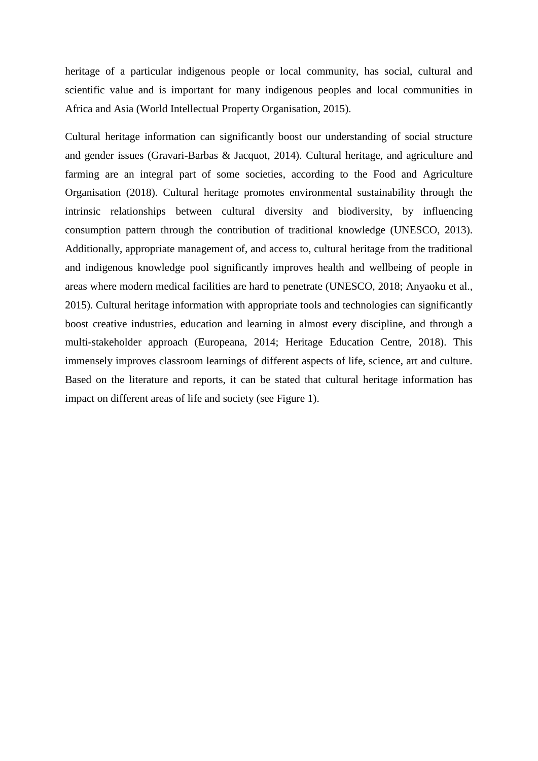heritage of a particular indigenous people or local community, has social, cultural and scientific value and is important for many indigenous peoples and local communities in Africa and Asia (World Intellectual Property Organisation, 2015).

Cultural heritage information can significantly boost our understanding of social structure and gender issues (Gravari-Barbas & Jacquot, 2014). Cultural heritage, and agriculture and farming are an integral part of some societies, according to the Food and Agriculture Organisation (2018). Cultural heritage promotes environmental sustainability through the intrinsic relationships between cultural diversity and biodiversity, by influencing consumption pattern through the contribution of traditional knowledge (UNESCO, 2013). Additionally, appropriate management of, and access to, cultural heritage from the traditional and indigenous knowledge pool significantly improves health and wellbeing of people in areas where modern medical facilities are hard to penetrate (UNESCO, 2018; Anyaoku et al., 2015). Cultural heritage information with appropriate tools and technologies can significantly boost creative industries, education and learning in almost every discipline, and through a multi-stakeholder approach (Europeana, 2014; Heritage Education Centre, 2018). This immensely improves classroom learnings of different aspects of life, science, art and culture. Based on the literature and reports, it can be stated that cultural heritage information has impact on different areas of life and society (see Figure 1).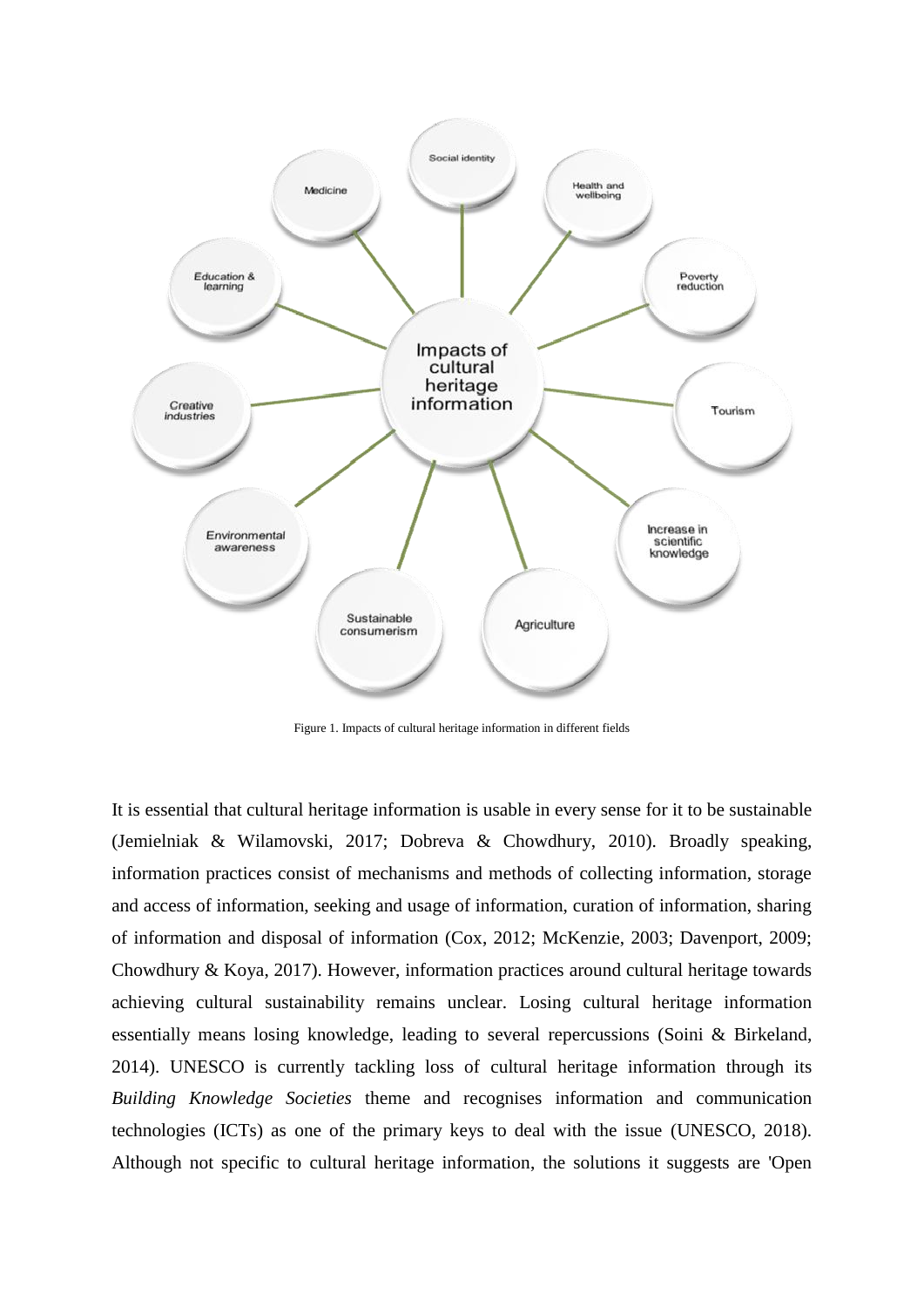Figure 1. Impacts of cultural heritage information in different fields

It is essential that cultural heritage information is usable in every sense for it to be sustainable (Jemielniak & Wilamovski, 2017; Dobreva & Chowdhury, 2010). Broadly speaking, information practices consist of mechanisms and methods of collecting information, storage and access of information, seeking and usage of information, curation of information, sharing of information and disposal of information (Cox, 2012; McKenzie, 2003; Davenport, 2009; Chowdhury & Koya, 2017). However, information practices around cultural heritage towards achieving cultural sustainability remains unclear. Losing cultural heritage information essentially means losing knowledge, leading to several repercussions (Soini & Birkeland, 2014). UNESCO is currently tackling loss of cultural heritage information through its *Building Knowledge Societies* theme and recognises information and communication technologies (ICTs) as one of the primary keys to deal with the issue (UNESCO, 2018). Although not specific to cultural heritage information, the solutions it suggests are 'Open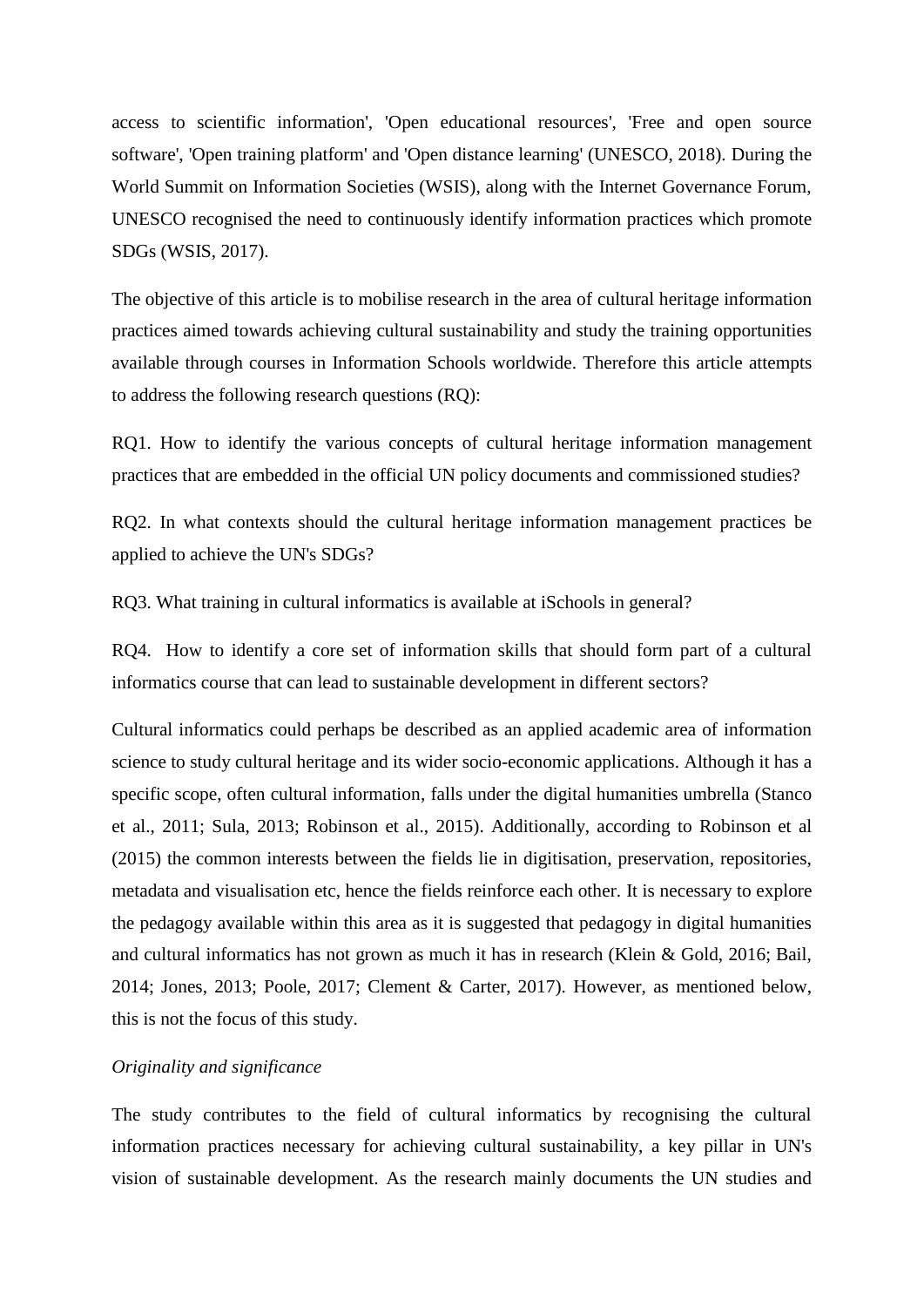access to scientific information', 'Open educational resources', 'Free and open source software', 'Open training platform' and 'Open distance learning' (UNESCO, 2018). During the World Summit on Information Societies (WSIS), along with the Internet Governance Forum, UNESCO recognised the need to continuously identify information practices which promote SDGs (WSIS, 2017).

The objective of this article is to mobilise research in the area of cultural heritage information practices aimed towards achieving cultural sustainability and study the training opportunities available through courses in Information Schools worldwide. Therefore this article attempts to address the following research questions (RQ):

RQ1. How to identify the various concepts of cultural heritage information management practices that are embedded in the official UN policy documents and commissioned studies?

RQ2. In what contexts should the cultural heritage information management practices be applied to achieve the UN's SDGs?

RQ3. What training in cultural informatics is available at iSchools in general?

RQ4. How to identify a core set of information skills that should form part of a cultural informatics course that can lead to sustainable development in different sectors?

Cultural informatics could perhaps be described as an applied academic area of information science to study cultural heritage and its wider socio-economic applications. Although it has a specific scope, often cultural information, falls under the digital humanities umbrella (Stanco et al., 2011; Sula, 2013; Robinson et al., 2015). Additionally, according to Robinson et al (2015) the common interests between the fields lie in digitisation, preservation, repositories, metadata and visualisation etc, hence the fields reinforce each other. It is necessary to explore the pedagogy available within this area as it is suggested that pedagogy in digital humanities and cultural informatics has not grown as much it has in research (Klein & Gold, 2016; Bail, 2014; Jones, 2013; Poole, 2017; Clement & Carter, 2017). However, as mentioned below, this is not the focus of this study.

*Originality and significance*

The study contributes to the field of cultural informatics by recognising the cultural information practices necessary for achieving cultural sustainability, a key pillar in UN's vision of sustainable development. As the research mainly documents the UN studies and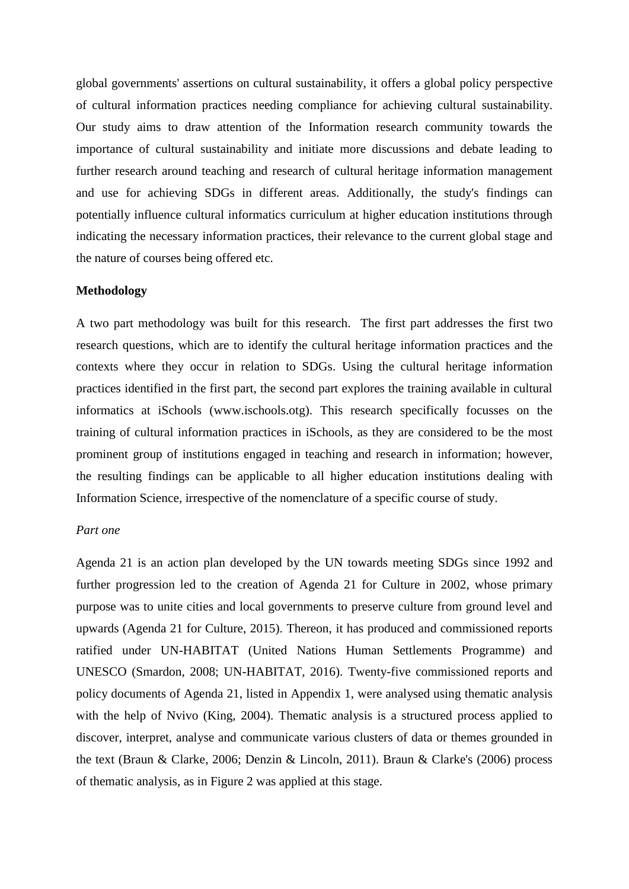global governments' assertions on cultural sustainability, it offers a global policy perspective of cultural information practices needing compliance for achieving cultural sustainability. Our study aims to draw attention of the Information research community towards the importance of cultural sustainability and initiate more discussions and debate leading to further research around teaching and research of cultural heritage information management and use for achieving SDGs in different areas. Additionally, the study's findings can potentially influence cultural informatics curriculum at higher education institutions through indicating the necessary information practices, their relevance to the current global stage and the nature of courses being offered etc.

**Methodology**

A two part methodology was built for this research.  The first part addresses the first two research questions, which are to identify the cultural heritage information practices and the contexts where they occur in relation to SDGs. Using the cultural heritage information practices identified in the first part, the second part explores the training available in cultural informatics at iSchools (www.ischools.otg). This research specifically focusses on the training of cultural information practices in iSchools, as they are considered to be the most prominent group of institutions engaged in teaching and research in information; however, the resulting findings can be applicable to all higher education institutions dealing with Information Science, irrespective of the nomenclature of a specific course of study.

*Part one*

Agenda 21 is an action plan developed by the UN towards meeting SDGs since 1992 and further progression led to the creation of Agenda 21 for Culture in 2002, whose primary purpose was to unite cities and local governments to preserve culture from ground level and upwards (Agenda 21 for Culture, 2015). Thereon, it has produced and commissioned reports ratified under UN-HABITAT (United Nations Human Settlements Programme) and UNESCO (Smardon, 2008; UN-HABITAT, 2016). Twenty-five commissioned reports and policy documents of Agenda 21, listed in Appendix 1, were analysed using thematic analysis with the help of Nvivo (King, 2004). Thematic analysis is a structured process applied to discover, interpret, analyse and communicate various clusters of data or themes grounded in the text (Braun & Clarke, 2006; Denzin & Lincoln, 2011). Braun & Clarke's (2006) process of thematic analysis, as in Figure 2 was applied at this stage.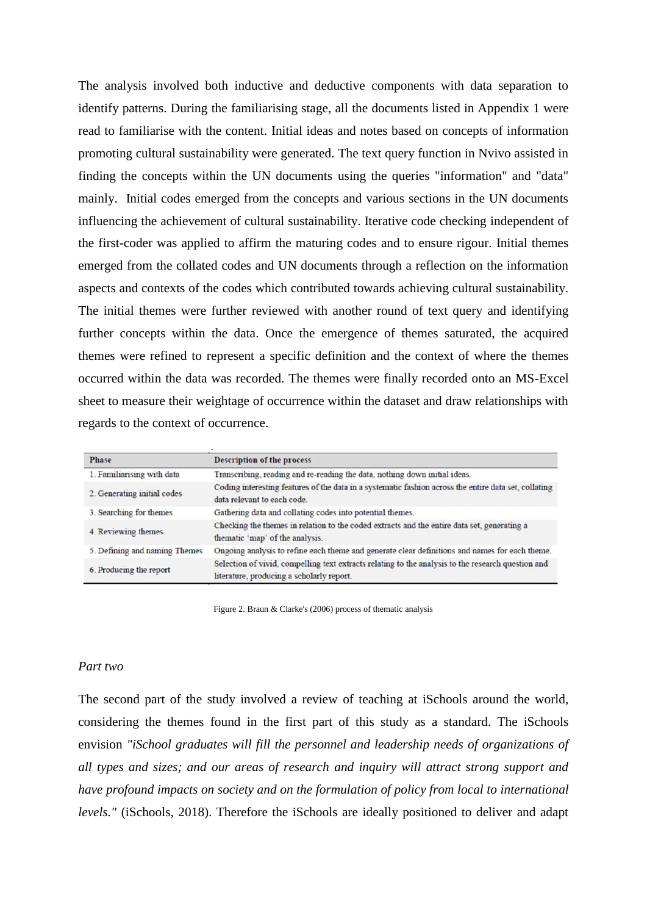The analysis involved both inductive and deductive components with data separation to identify patterns. During the familiarising stage, all the documents listed in Appendix 1 were read to familiarise with the content. Initial ideas and notes based on concepts of information promoting cultural sustainability were generated. The text query function in Nvivo assisted in finding the concepts within the UN documents using the queries "information" and "data" mainly. Initial codes emerged from the concepts and various sections in the UN documents influencing the achievement of cultural sustainability. Iterative code checking independent of the first-coder was applied to affirm the maturing codes and to ensure rigour. Initial themes emerged from the collated codes and UN documents through a reflection on the information aspects and contexts of the codes which contributed towards achieving cultural sustainability. The initial themes were further reviewed with another round of text query and identifying further concepts within the data. Once the emergence of themes saturated, the acquired themes were refined to represent a specific definition and the context of where the themes occurred within the data was recorded. The themes were finally recorded onto an MS-Excel sheet to measure their weightage of occurrence within the dataset and draw relationships with regards to the context of occurrence.

| Phase | Description of the process |
|---|---|
| 1. Familiarising with data | Transcribing, reading and re-reading the data, nothing down initial ideas. |
| 2. Generating initial codes | Coding interesting features of the data in a systematic fashion across the entire data set, collating data relevant to each code. |
| 3. Searching for themes | Gathering data and collating codes into potential themes. |
| 4. Reviewing themes | Checking the themes in relation to the coded extracts and the entire data set, generating a thematic 'map' of the analysis. |
| 5. Defining and naming Themes | Ongoing analysis to refine each theme and generate clear definitions and names for each theme. |
| 6. Producing the report | Selection of vivid, compelling text extracts relating to the analysis to the research question and literature, producing a scholarly report. |

Figure 2. Braun & Clarke's (2006) process of thematic analysis

*Part two*

The second part of the study involved a review of teaching at iSchools around the world, considering the themes found in the first part of this study as a standard. The iSchools envision *"iSchool graduates will fill the personnel and leadership needs of organizations of all types and sizes; and our areas of research and inquiry will attract strong support and have profound impacts on society and on the formulation of policy from local to international levels."* (iSchools, 2018). Therefore the iSchools are ideally positioned to deliver and adapt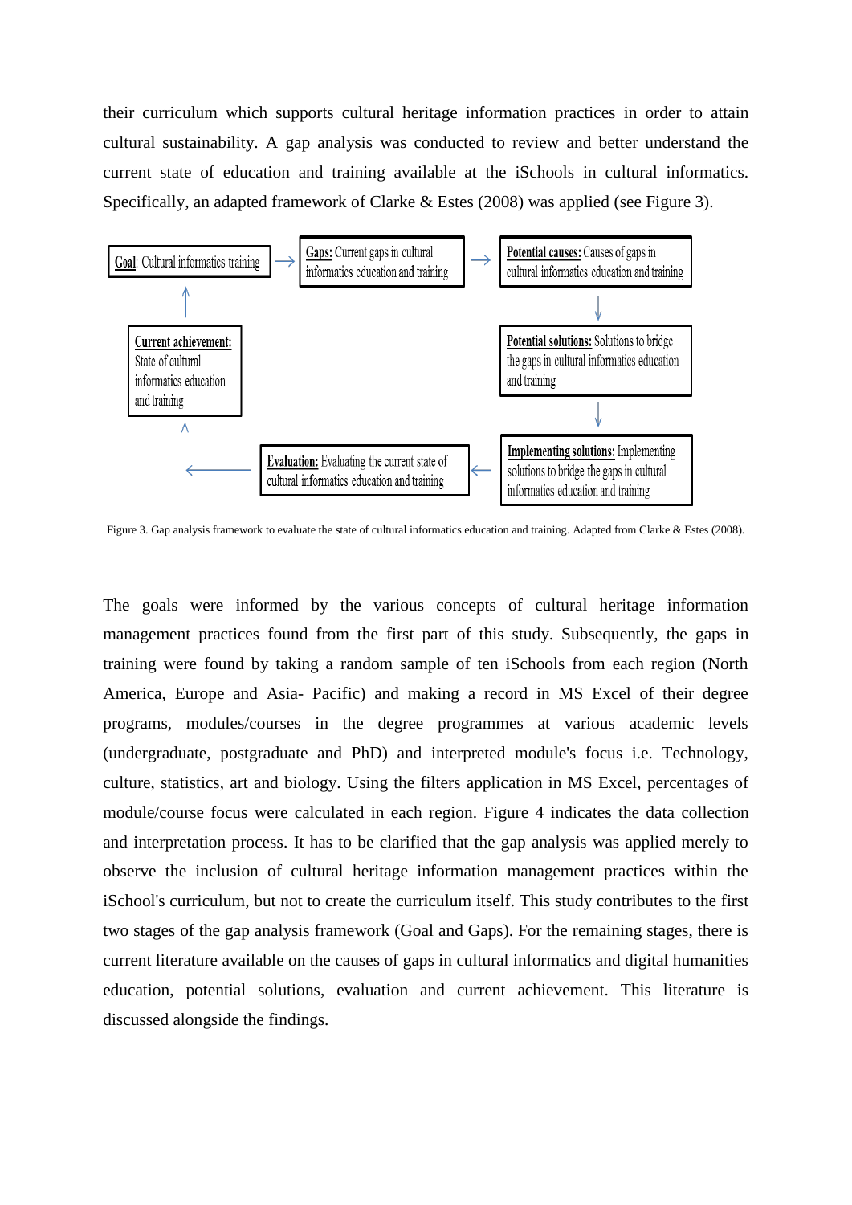their curriculum which supports cultural heritage information practices in order to attain cultural sustainability. A gap analysis was conducted to review and better understand the current state of education and training available at the iSchools in cultural informatics. Specifically, an adapted framework of Clarke & Estes (2008) was applied (see Figure 3).

**Goal**: Cultural informatics training → **Gaps:** Current gaps in cultural informatics education and training → **Potential causes:** Causes of gaps in cultural informatics education and training → **Potential solutions:** Solutions to bridge the gaps in cultural informatics education and training → **Implementing solutions:** Implementing solutions to bridge the gaps in cultural informatics education and training → **Evaluation:** Evaluating the current state of cultural informatics education and training → **Current achievement:** State of cultural informatics education and training → **Goal**

Figure 3. Gap analysis framework to evaluate the state of cultural informatics education and training. Adapted from Clarke & Estes (2008).

The goals were informed by the various concepts of cultural heritage information management practices found from the first part of this study. Subsequently, the gaps in training were found by taking a random sample of ten iSchools from each region (North America, Europe and Asia- Pacific) and making a record in MS Excel of their degree programs, modules/courses in the degree programmes at various academic levels (undergraduate, postgraduate and PhD) and interpreted module's focus i.e. Technology, culture, statistics, art and biology. Using the filters application in MS Excel, percentages of module/course focus were calculated in each region. Figure 4 indicates the data collection and interpretation process. It has to be clarified that the gap analysis was applied merely to observe the inclusion of cultural heritage information management practices within the iSchool's curriculum, but not to create the curriculum itself. This study contributes to the first two stages of the gap analysis framework (Goal and Gaps). For the remaining stages, there is current literature available on the causes of gaps in cultural informatics and digital humanities education, potential solutions, evaluation and current achievement. This literature is discussed alongside the findings.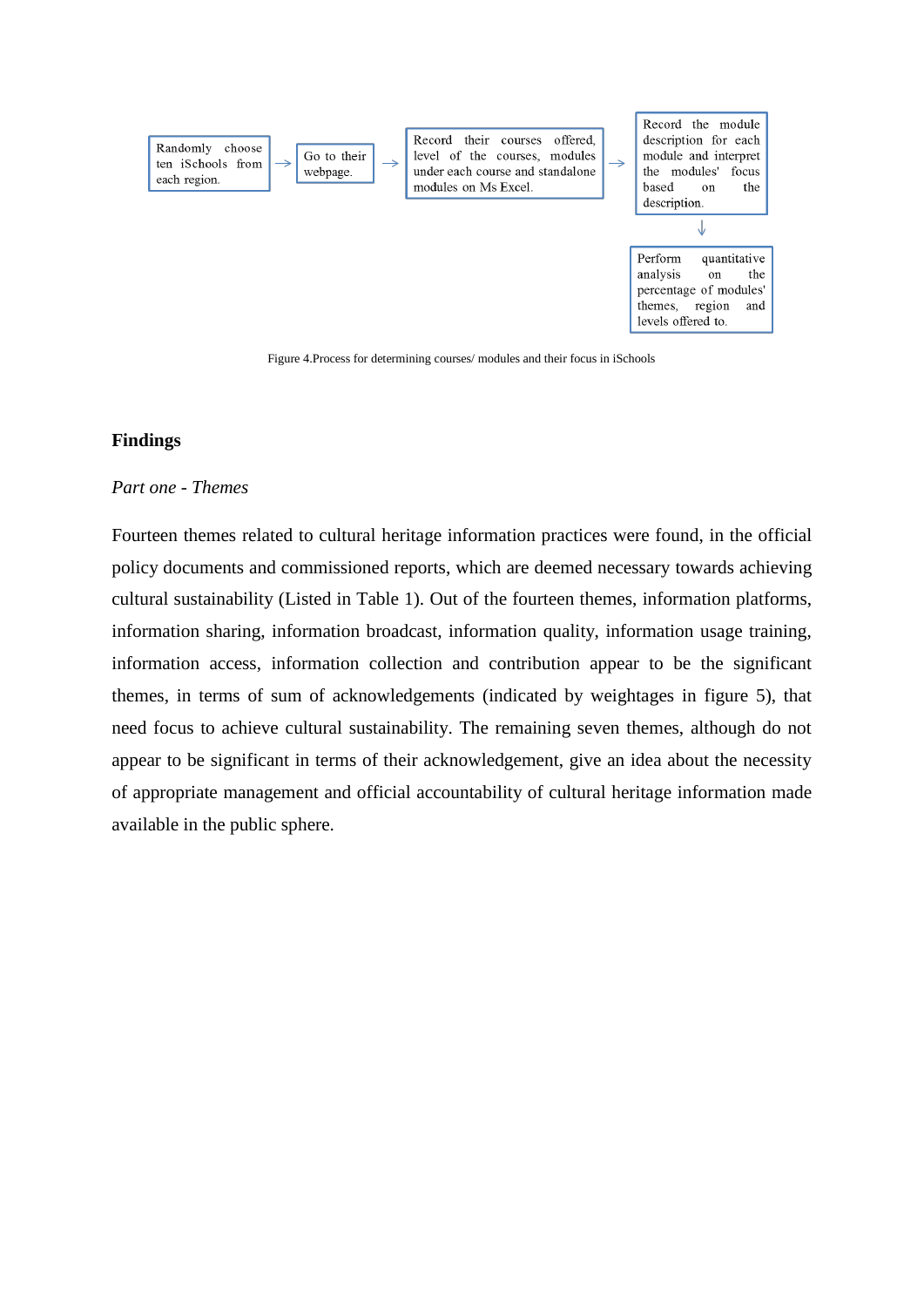Randomly choose ten iSchools from each region. → Go to their webpage. → Record their courses offered, level of the courses, modules under each course and standalone modules on Ms Excel. → Record the module description for each module and interpret the modules' focus based on the description. → Perform quantitative analysis on the percentage of modules' themes, region and levels offered to.

Figure 4.Process for determining courses/ modules and their focus in iSchools

## Findings

*Part one - Themes*

Fourteen themes related to cultural heritage information practices were found, in the official policy documents and commissioned reports, which are deemed necessary towards achieving cultural sustainability (Listed in Table 1). Out of the fourteen themes, information platforms, information sharing, information broadcast, information quality, information usage training, information access, information collection and contribution appear to be the significant themes, in terms of sum of acknowledgements (indicated by weightages in figure 5), that need focus to achieve cultural sustainability. The remaining seven themes, although do not appear to be significant in terms of their acknowledgement, give an idea about the necessity of appropriate management and official accountability of cultural heritage information made available in the public sphere.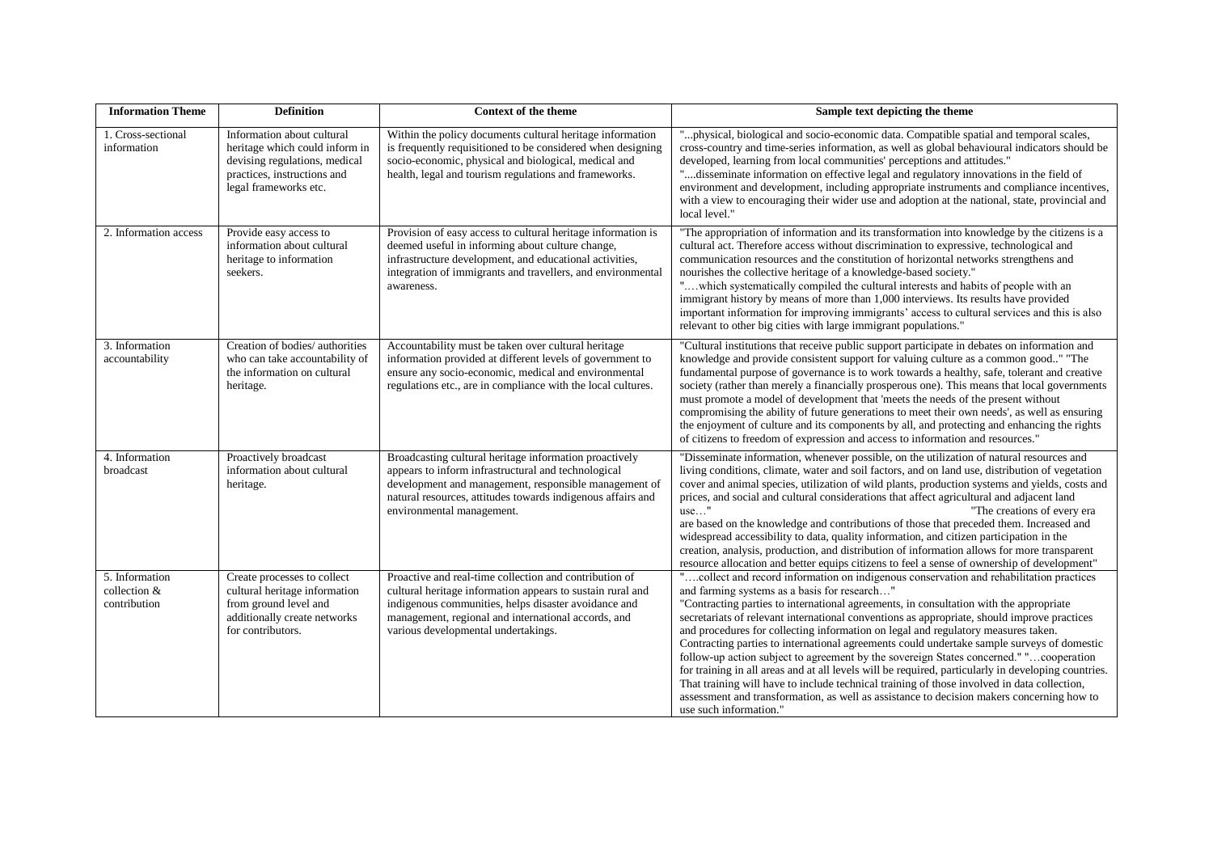| Information Theme | Definition | Context of the theme | Sample text depicting the theme |
|---|---|---|---|
| 1. Cross-sectional information | Information about cultural heritage which could inform in devising regulations, medical practices, instructions and legal frameworks etc. | Within the policy documents cultural heritage information is frequently requisitioned to be considered when designing socio-economic, physical and biological, medical and health, legal and tourism regulations and frameworks. | "...physical, biological and socio-economic data. Compatible spatial and temporal scales, cross-country and time-series information, as well as global behavioural indicators should be developed, learning from local communities' perceptions and attitudes." "....disseminate information on effective legal and regulatory innovations in the field of environment and development, including appropriate instruments and compliance incentives, with a view to encouraging their wider use and adoption at the national, state, provincial and local level." |
| 2. Information access | Provide easy access to information about cultural heritage to information seekers. | Provision of easy access to cultural heritage information is deemed useful in informing about culture change, infrastructure development, and educational activities, integration of immigrants and travellers, and environmental awareness. | "The appropriation of information and its transformation into knowledge by the citizens is a cultural act. Therefore access without discrimination to expressive, technological and communication resources and the constitution of horizontal networks strengthens and nourishes the collective heritage of a knowledge-based society." "….which systematically compiled the cultural interests and habits of people with an immigrant history by means of more than 1,000 interviews. Its results have provided important information for improving immigrants' access to cultural services and this is also relevant to other big cities with large immigrant populations." |
| 3. Information accountability | Creation of bodies/ authorities who can take accountability of the information on cultural heritage. | Accountability must be taken over cultural heritage information provided at different levels of government to ensure any socio-economic, medical and environmental regulations etc., are in compliance with the local cultures. | "Cultural institutions that receive public support participate in debates on information and knowledge and provide consistent support for valuing culture as a common good.." "The fundamental purpose of governance is to work towards a healthy, safe, tolerant and creative society (rather than merely a financially prosperous one). This means that local governments must promote a model of development that 'meets the needs of the present without compromising the ability of future generations to meet their own needs', as well as ensuring the enjoyment of culture and its components by all, and protecting and enhancing the rights of citizens to freedom of expression and access to information and resources." |
| 4. Information broadcast | Proactively broadcast information about cultural heritage. | Broadcasting cultural heritage information proactively appears to inform infrastructural and technological development and management, responsible management of natural resources, attitudes towards indigenous affairs and environmental management. | "Disseminate information, whenever possible, on the utilization of natural resources and living conditions, climate, water and soil factors, and on land use, distribution of vegetation cover and animal species, utilization of wild plants, production systems and yields, costs and prices, and social and cultural considerations that affect agricultural and adjacent land use…" "The creations of every era are based on the knowledge and contributions of those that preceded them. Increased and widespread accessibility to data, quality information, and citizen participation in the creation, analysis, production, and distribution of information allows for more transparent resource allocation and better equips citizens to feel a sense of ownership of development" |
| 5. Information collection & contribution | Create processes to collect cultural heritage information from ground level and additionally create networks for contributors. | Proactive and real-time collection and contribution of cultural heritage information appears to sustain rural and indigenous communities, helps disaster avoidance and management, regional and international accords, and various developmental undertakings. | "….collect and record information on indigenous conservation and rehabilitation practices and farming systems as a basis for research…" "Contracting parties to international agreements, in consultation with the appropriate secretariats of relevant international conventions as appropriate, should improve practices and procedures for collecting information on legal and regulatory measures taken. Contracting parties to international agreements could undertake sample surveys of domestic follow-up action subject to agreement by the sovereign States concerned." "…cooperation for training in all areas and at all levels will be required, particularly in developing countries. That training will have to include technical training of those involved in data collection, assessment and transformation, as well as assistance to decision makers concerning how to use such information." |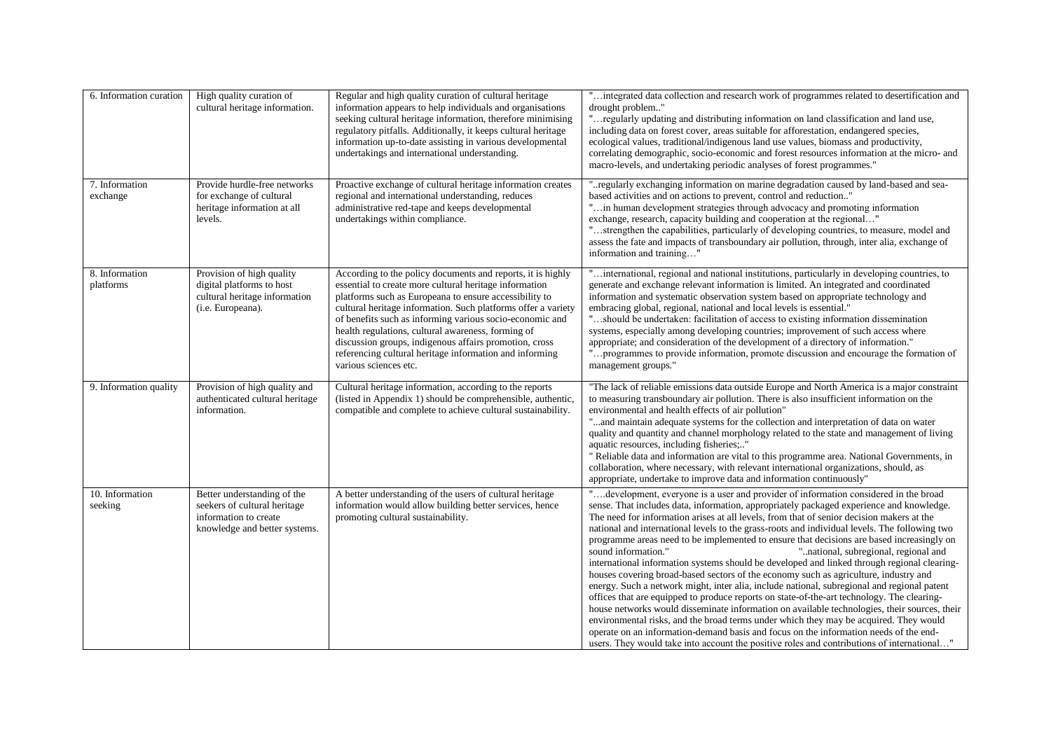| 6. Information curation | High quality curation of cultural heritage information. | Regular and high quality curation of cultural heritage information appears to help individuals and organisations seeking cultural heritage information, therefore minimising regulatory pitfalls. Additionally, it keeps cultural heritage information up-to-date assisting in various developmental undertakings and international understanding. | "…integrated data collection and research work of programmes related to desertification and drought problem.." "…regularly updating and distributing information on land classification and land use, including data on forest cover, areas suitable for afforestation, endangered species, ecological values, traditional/indigenous land use values, biomass and productivity, correlating demographic, socio-economic and forest resources information at the micro- and macro-levels, and undertaking periodic analyses of forest programmes." |
|---|---|---|---|
| 7. Information exchange | Provide hurdle-free networks for exchange of cultural heritage information at all levels. | Proactive exchange of cultural heritage information creates regional and international understanding, reduces administrative red-tape and keeps developmental undertakings within compliance. | "..regularly exchanging information on marine degradation caused by land-based and sea-based activities and on actions to prevent, control and reduction.." "…in human development strategies through advocacy and promoting information exchange, research, capacity building and cooperation at the regional…" "…strengthen the capabilities, particularly of developing countries, to measure, model and assess the fate and impacts of transboundary air pollution, through, inter alia, exchange of information and training…" |
| 8. Information platforms | Provision of high quality digital platforms to host cultural heritage information (i.e. Europeana). | According to the policy documents and reports, it is highly essential to create more cultural heritage information platforms such as Europeana to ensure accessibility to cultural heritage information. Such platforms offer a variety of benefits such as informing various socio-economic and health regulations, cultural awareness, forming of discussion groups, indigenous affairs promotion, cross referencing cultural heritage information and informing various sciences etc. | "…international, regional and national institutions, particularly in developing countries, to generate and exchange relevant information is limited. An integrated and coordinated information and systematic observation system based on appropriate technology and embracing global, regional, national and local levels is essential." "…should be undertaken: facilitation of access to existing information dissemination systems, especially among developing countries; improvement of such access where appropriate; and consideration of the development of a directory of information." "…programmes to provide information, promote discussion and encourage the formation of management groups." |
| 9. Information quality | Provision of high quality and authenticated cultural heritage information. | Cultural heritage information, according to the reports (listed in Appendix 1) should be comprehensible, authentic, compatible and complete to achieve cultural sustainability. | "The lack of reliable emissions data outside Europe and North America is a major constraint to measuring transboundary air pollution. There is also insufficient information on the environmental and health effects of air pollution" "...and maintain adequate systems for the collection and interpretation of data on water quality and quantity and channel morphology related to the state and management of living aquatic resources, including fisheries;.." " Reliable data and information are vital to this programme area. National Governments, in collaboration, where necessary, with relevant international organizations, should, as appropriate, undertake to improve data and information continuously" |
| 10. Information seeking | Better understanding of the seekers of cultural heritage information to create knowledge and better systems. | A better understanding of the users of cultural heritage information would allow building better services, hence promoting cultural sustainability. | "….development, everyone is a user and provider of information considered in the broad sense. That includes data, information, appropriately packaged experience and knowledge. The need for information arises at all levels, from that of senior decision makers at the national and international levels to the grass-roots and individual levels. The following two programme areas need to be implemented to ensure that decisions are based increasingly on sound information." "..national, subregional, regional and international information systems should be developed and linked through regional clearing-houses covering broad-based sectors of the economy such as agriculture, industry and energy. Such a network might, inter alia, include national, subregional and regional patent offices that are equipped to produce reports on state-of-the-art technology. The clearing-house networks would disseminate information on available technologies, their sources, their environmental risks, and the broad terms under which they may be acquired. They would operate on an information-demand basis and focus on the information needs of the end-users. They would take into account the positive roles and contributions of international…" |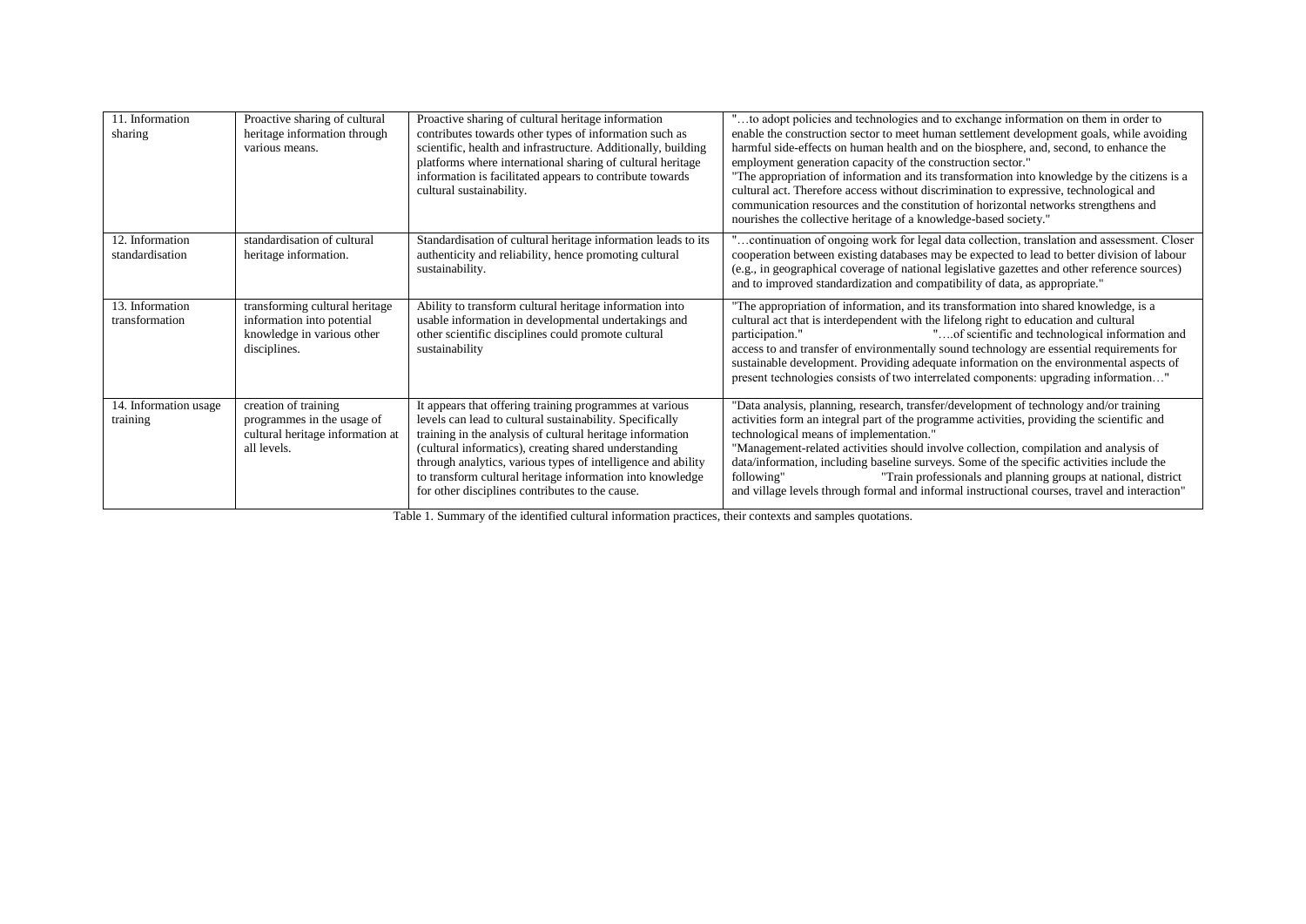| 11. Information sharing | Proactive sharing of cultural heritage information through various means. | Proactive sharing of cultural heritage information contributes towards other types of information such as scientific, health and infrastructure. Additionally, building platforms where international sharing of cultural heritage information is facilitated appears to contribute towards cultural sustainability. | "…to adopt policies and technologies and to exchange information on them in order to enable the construction sector to meet human settlement development goals, while avoiding harmful side-effects on human health and on the biosphere, and, second, to enhance the employment generation capacity of the construction sector." "The appropriation of information and its transformation into knowledge by the citizens is a cultural act. Therefore access without discrimination to expressive, technological and communication resources and the constitution of horizontal networks strengthens and nourishes the collective heritage of a knowledge-based society." |
|---|---|---|---|
| 12. Information standardisation | standardisation of cultural heritage information. | Standardisation of cultural heritage information leads to its authenticity and reliability, hence promoting cultural sustainability. | "…continuation of ongoing work for legal data collection, translation and assessment. Closer cooperation between existing databases may be expected to lead to better division of labour (e.g., in geographical coverage of national legislative gazettes and other reference sources) and to improved standardization and compatibility of data, as appropriate." |
| 13. Information transformation | transforming cultural heritage information into potential knowledge in various other disciplines. | Ability to transform cultural heritage information into usable information in developmental undertakings and other scientific disciplines could promote cultural sustainability | "The appropriation of information, and its transformation into shared knowledge, is a cultural act that is interdependent with the lifelong right to education and cultural participation." "….of scientific and technological information and access to and transfer of environmentally sound technology are essential requirements for sustainable development. Providing adequate information on the environmental aspects of present technologies consists of two interrelated components: upgrading information…" |
| 14. Information usage training | creation of training programmes in the usage of cultural heritage information at all levels. | It appears that offering training programmes at various levels can lead to cultural sustainability. Specifically training in the analysis of cultural heritage information (cultural informatics), creating shared understanding through analytics, various types of intelligence and ability to transform cultural heritage information into knowledge for other disciplines contributes to the cause. | "Data analysis, planning, research, transfer/development of technology and/or training activities form an integral part of the programme activities, providing the scientific and technological means of implementation." "Management-related activities should involve collection, compilation and analysis of data/information, including baseline surveys. Some of the specific activities include the following" "Train professionals and planning groups at national, district and village levels through formal and informal instructional courses, travel and interaction" |

Table 1. Summary of the identified cultural information practices, their contexts and samples quotations.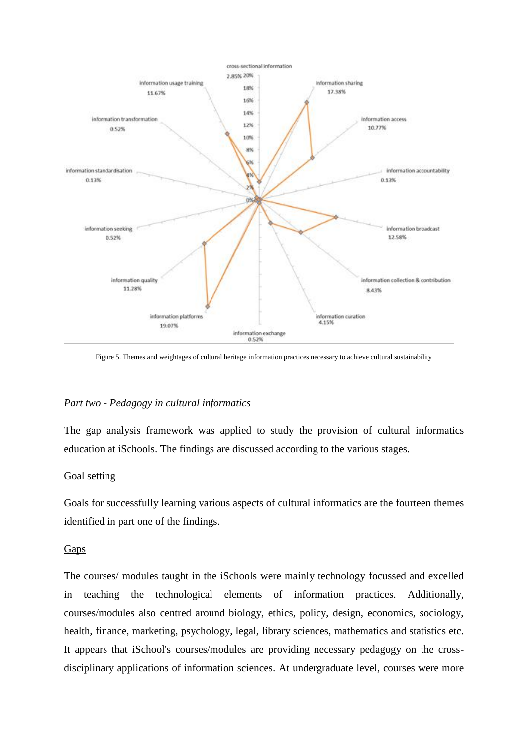Figure 5. Themes and weightages of cultural heritage information practices necessary to achieve cultural sustainability

*Part two - Pedagogy in cultural informatics*

The gap analysis framework was applied to study the provision of cultural informatics education at iSchools. The findings are discussed according to the various stages.

Goal setting

Goals for successfully learning various aspects of cultural informatics are the fourteen themes identified in part one of the findings.

Gaps

The courses/ modules taught in the iSchools were mainly technology focussed and excelled in teaching the technological elements of information practices. Additionally, courses/modules also centred around biology, ethics, policy, design, economics, sociology, health, finance, marketing, psychology, legal, library sciences, mathematics and statistics etc. It appears that iSchool's courses/modules are providing necessary pedagogy on the cross-disciplinary applications of information sciences. At undergraduate level, courses were more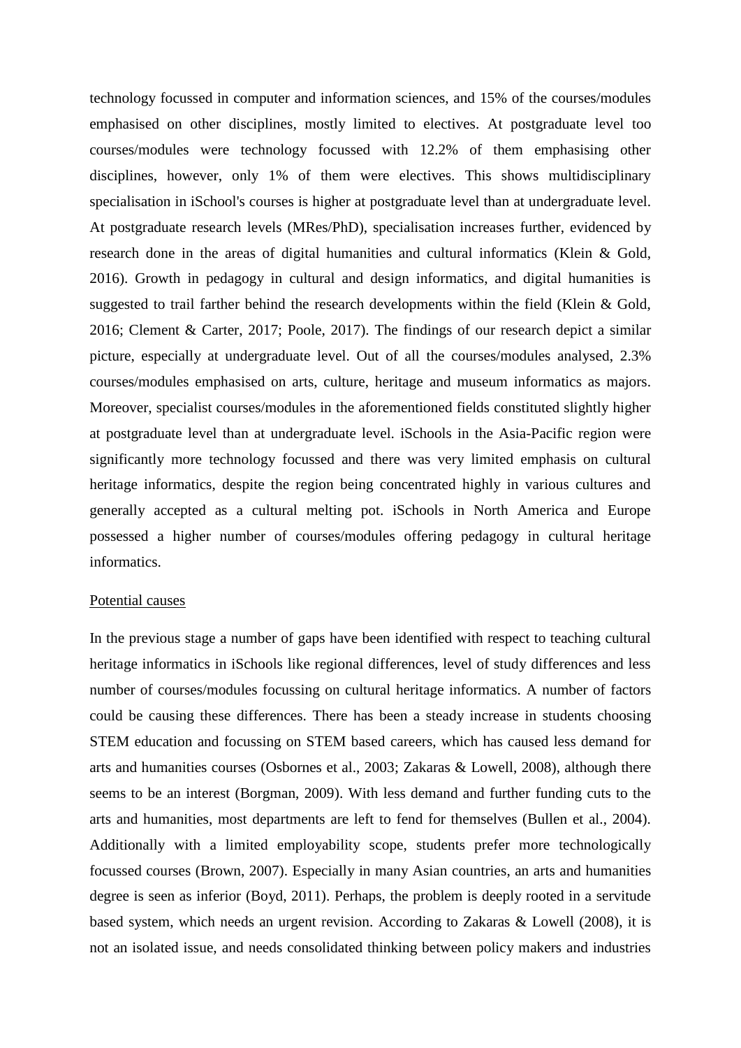technology focussed in computer and information sciences, and 15% of the courses/modules emphasised on other disciplines, mostly limited to electives. At postgraduate level too courses/modules were technology focussed with 12.2% of them emphasising other disciplines, however, only 1% of them were electives. This shows multidisciplinary specialisation in iSchool's courses is higher at postgraduate level than at undergraduate level. At postgraduate research levels (MRes/PhD), specialisation increases further, evidenced by research done in the areas of digital humanities and cultural informatics (Klein & Gold, 2016). Growth in pedagogy in cultural and design informatics, and digital humanities is suggested to trail farther behind the research developments within the field (Klein & Gold, 2016; Clement & Carter, 2017; Poole, 2017). The findings of our research depict a similar picture, especially at undergraduate level. Out of all the courses/modules analysed, 2.3% courses/modules emphasised on arts, culture, heritage and museum informatics as majors. Moreover, specialist courses/modules in the aforementioned fields constituted slightly higher at postgraduate level than at undergraduate level. iSchools in the Asia-Pacific region were significantly more technology focussed and there was very limited emphasis on cultural heritage informatics, despite the region being concentrated highly in various cultures and generally accepted as a cultural melting pot. iSchools in North America and Europe possessed a higher number of courses/modules offering pedagogy in cultural heritage informatics.

Potential causes

In the previous stage a number of gaps have been identified with respect to teaching cultural heritage informatics in iSchools like regional differences, level of study differences and less number of courses/modules focussing on cultural heritage informatics. A number of factors could be causing these differences. There has been a steady increase in students choosing STEM education and focussing on STEM based careers, which has caused less demand for arts and humanities courses (Osbornes et al., 2003; Zakaras & Lowell, 2008), although there seems to be an interest (Borgman, 2009). With less demand and further funding cuts to the arts and humanities, most departments are left to fend for themselves (Bullen et al., 2004). Additionally with a limited employability scope, students prefer more technologically focussed courses (Brown, 2007). Especially in many Asian countries, an arts and humanities degree is seen as inferior (Boyd, 2011). Perhaps, the problem is deeply rooted in a servitude based system, which needs an urgent revision. According to Zakaras & Lowell (2008), it is not an isolated issue, and needs consolidated thinking between policy makers and industries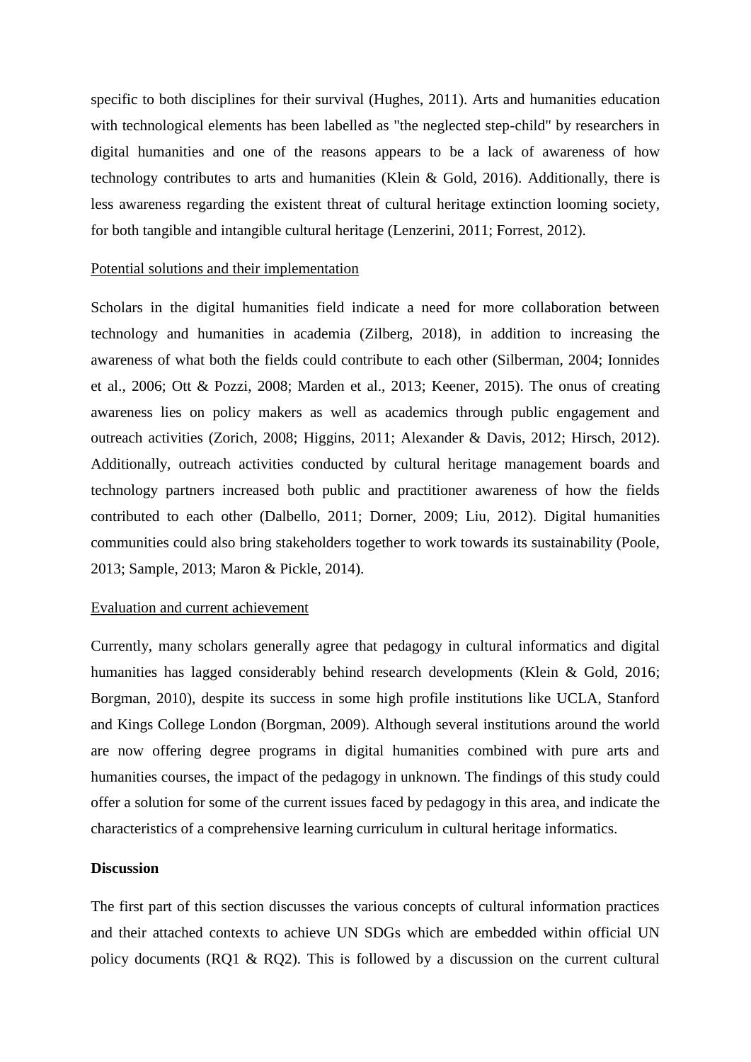specific to both disciplines for their survival (Hughes, 2011). Arts and humanities education with technological elements has been labelled as "the neglected step-child" by researchers in digital humanities and one of the reasons appears to be a lack of awareness of how technology contributes to arts and humanities (Klein & Gold, 2016). Additionally, there is less awareness regarding the existent threat of cultural heritage extinction looming society, for both tangible and intangible cultural heritage (Lenzerini, 2011; Forrest, 2012).

<u>Potential solutions and their implementation</u>

Scholars in the digital humanities field indicate a need for more collaboration between technology and humanities in academia (Zilberg, 2018), in addition to increasing the awareness of what both the fields could contribute to each other (Silberman, 2004; Ionnides et al., 2006; Ott & Pozzi, 2008; Marden et al., 2013; Keener, 2015). The onus of creating awareness lies on policy makers as well as academics through public engagement and outreach activities (Zorich, 2008; Higgins, 2011; Alexander & Davis, 2012; Hirsch, 2012). Additionally, outreach activities conducted by cultural heritage management boards and technology partners increased both public and practitioner awareness of how the fields contributed to each other (Dalbello, 2011; Dorner, 2009; Liu, 2012). Digital humanities communities could also bring stakeholders together to work towards its sustainability (Poole, 2013; Sample, 2013; Maron & Pickle, 2014).

<u>Evaluation and current achievement</u>

Currently, many scholars generally agree that pedagogy in cultural informatics and digital humanities has lagged considerably behind research developments (Klein & Gold, 2016; Borgman, 2010), despite its success in some high profile institutions like UCLA, Stanford and Kings College London (Borgman, 2009). Although several institutions around the world are now offering degree programs in digital humanities combined with pure arts and humanities courses, the impact of the pedagogy in unknown. The findings of this study could offer a solution for some of the current issues faced by pedagogy in this area, and indicate the characteristics of a comprehensive learning curriculum in cultural heritage informatics.

**Discussion**

The first part of this section discusses the various concepts of cultural information practices and their attached contexts to achieve UN SDGs which are embedded within official UN policy documents (RQ1 & RQ2). This is followed by a discussion on the current cultural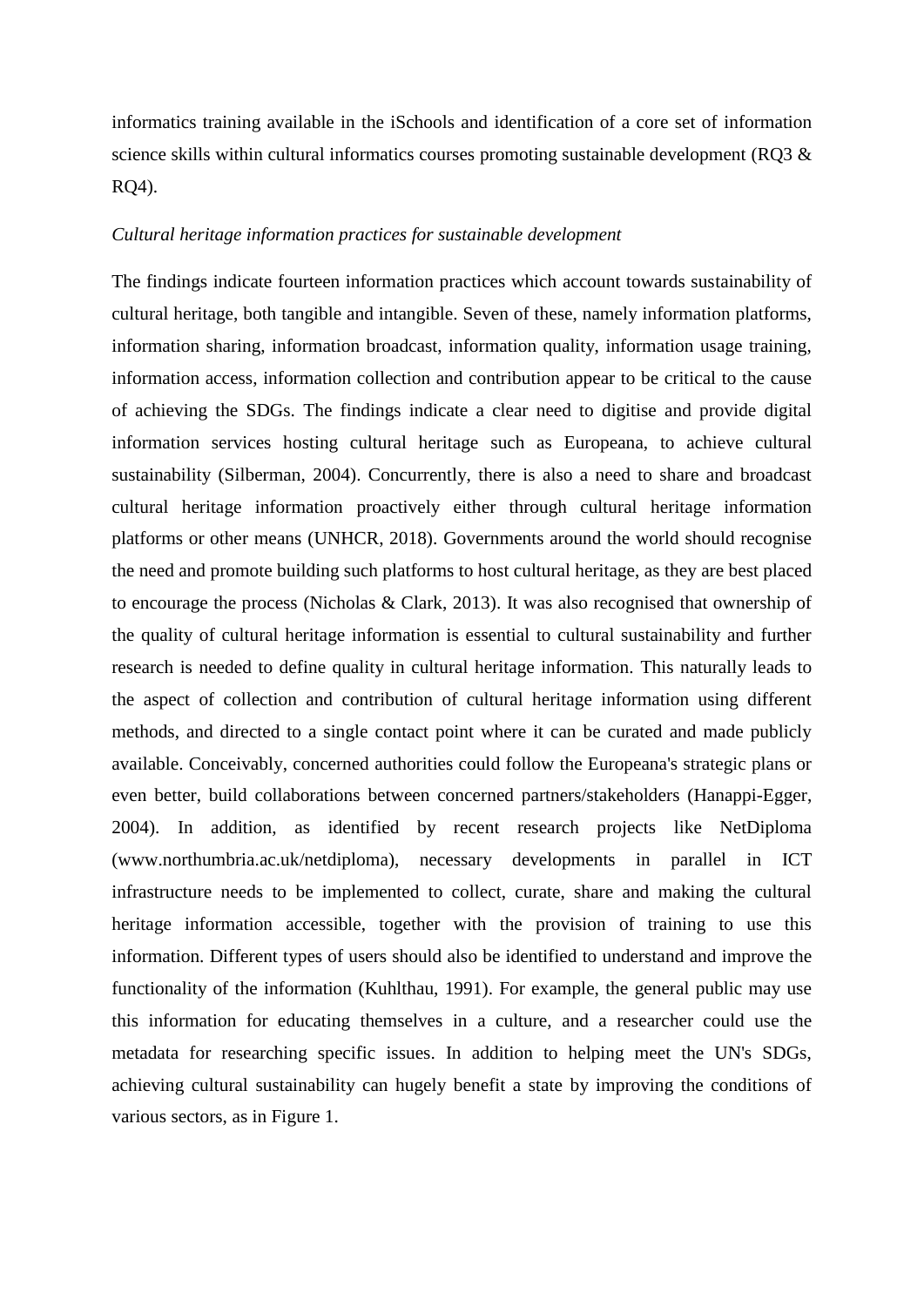informatics training available in the iSchools and identification of a core set of information science skills within cultural informatics courses promoting sustainable development (RQ3 & RQ4).

*Cultural heritage information practices for sustainable development*

The findings indicate fourteen information practices which account towards sustainability of cultural heritage, both tangible and intangible. Seven of these, namely information platforms, information sharing, information broadcast, information quality, information usage training, information access, information collection and contribution appear to be critical to the cause of achieving the SDGs. The findings indicate a clear need to digitise and provide digital information services hosting cultural heritage such as Europeana, to achieve cultural sustainability (Silberman, 2004). Concurrently, there is also a need to share and broadcast cultural heritage information proactively either through cultural heritage information platforms or other means (UNHCR, 2018). Governments around the world should recognise the need and promote building such platforms to host cultural heritage, as they are best placed to encourage the process (Nicholas & Clark, 2013). It was also recognised that ownership of the quality of cultural heritage information is essential to cultural sustainability and further research is needed to define quality in cultural heritage information. This naturally leads to the aspect of collection and contribution of cultural heritage information using different methods, and directed to a single contact point where it can be curated and made publicly available. Conceivably, concerned authorities could follow the Europeana's strategic plans or even better, build collaborations between concerned partners/stakeholders (Hanappi-Egger, 2004). In addition, as identified by recent research projects like NetDiploma (www.northumbria.ac.uk/netdiploma), necessary developments in parallel in ICT infrastructure needs to be implemented to collect, curate, share and making the cultural heritage information accessible, together with the provision of training to use this information. Different types of users should also be identified to understand and improve the functionality of the information (Kuhlthau, 1991). For example, the general public may use this information for educating themselves in a culture, and a researcher could use the metadata for researching specific issues. In addition to helping meet the UN's SDGs, achieving cultural sustainability can hugely benefit a state by improving the conditions of various sectors, as in Figure 1.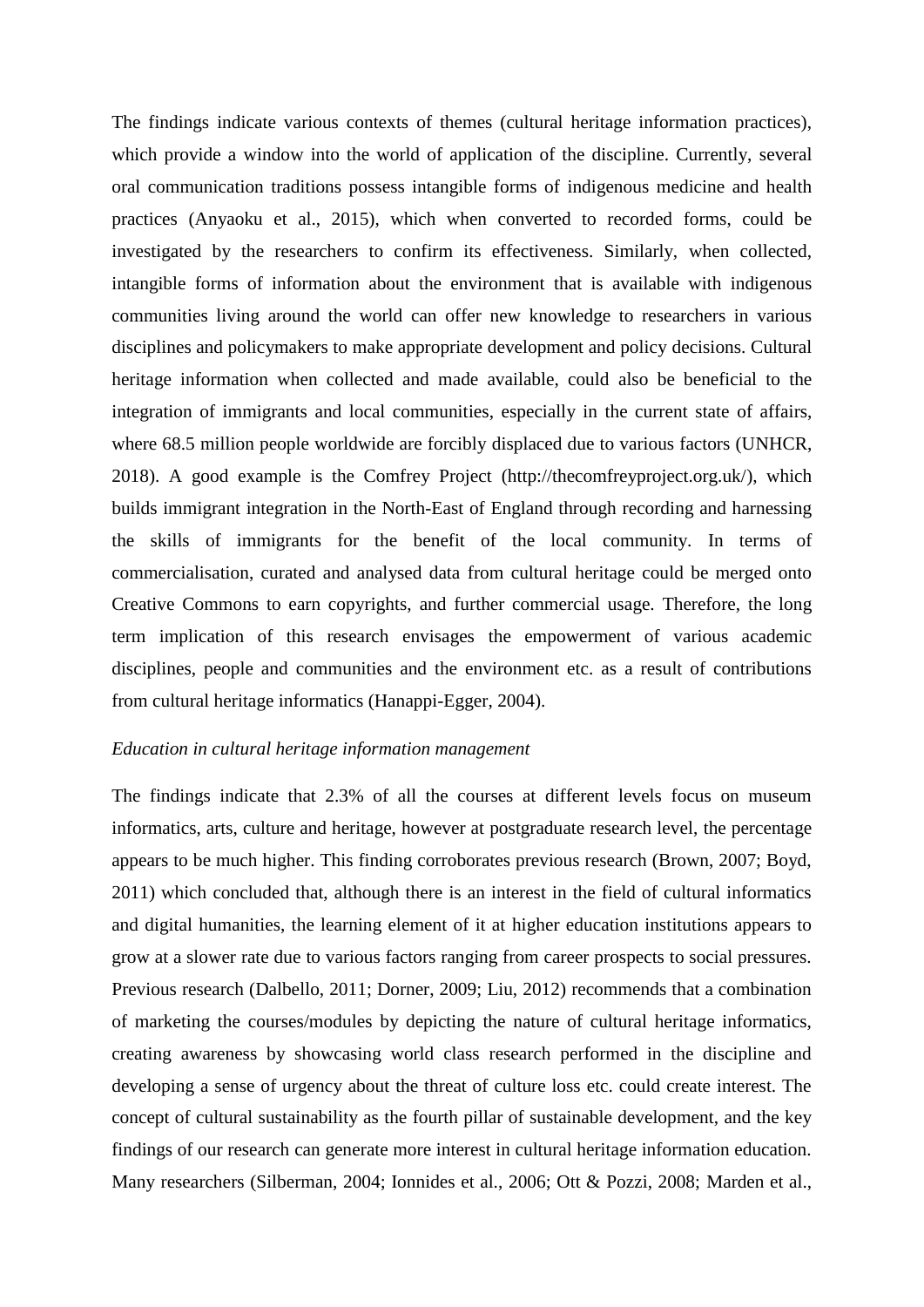The findings indicate various contexts of themes (cultural heritage information practices), which provide a window into the world of application of the discipline. Currently, several oral communication traditions possess intangible forms of indigenous medicine and health practices (Anyaoku et al., 2015), which when converted to recorded forms, could be investigated by the researchers to confirm its effectiveness. Similarly, when collected, intangible forms of information about the environment that is available with indigenous communities living around the world can offer new knowledge to researchers in various disciplines and policymakers to make appropriate development and policy decisions. Cultural heritage information when collected and made available, could also be beneficial to the integration of immigrants and local communities, especially in the current state of affairs, where 68.5 million people worldwide are forcibly displaced due to various factors (UNHCR, 2018). A good example is the Comfrey Project (http://thecomfreyproject.org.uk/), which builds immigrant integration in the North-East of England through recording and harnessing the skills of immigrants for the benefit of the local community. In terms of commercialisation, curated and analysed data from cultural heritage could be merged onto Creative Commons to earn copyrights, and further commercial usage. Therefore, the long term implication of this research envisages the empowerment of various academic disciplines, people and communities and the environment etc. as a result of contributions from cultural heritage informatics (Hanappi-Egger, 2004).

*Education in cultural heritage information management*

The findings indicate that 2.3% of all the courses at different levels focus on museum informatics, arts, culture and heritage, however at postgraduate research level, the percentage appears to be much higher. This finding corroborates previous research (Brown, 2007; Boyd, 2011) which concluded that, although there is an interest in the field of cultural informatics and digital humanities, the learning element of it at higher education institutions appears to grow at a slower rate due to various factors ranging from career prospects to social pressures. Previous research (Dalbello, 2011; Dorner, 2009; Liu, 2012) recommends that a combination of marketing the courses/modules by depicting the nature of cultural heritage informatics, creating awareness by showcasing world class research performed in the discipline and developing a sense of urgency about the threat of culture loss etc. could create interest. The concept of cultural sustainability as the fourth pillar of sustainable development, and the key findings of our research can generate more interest in cultural heritage information education. Many researchers (Silberman, 2004; Ionnides et al., 2006; Ott & Pozzi, 2008; Marden et al.,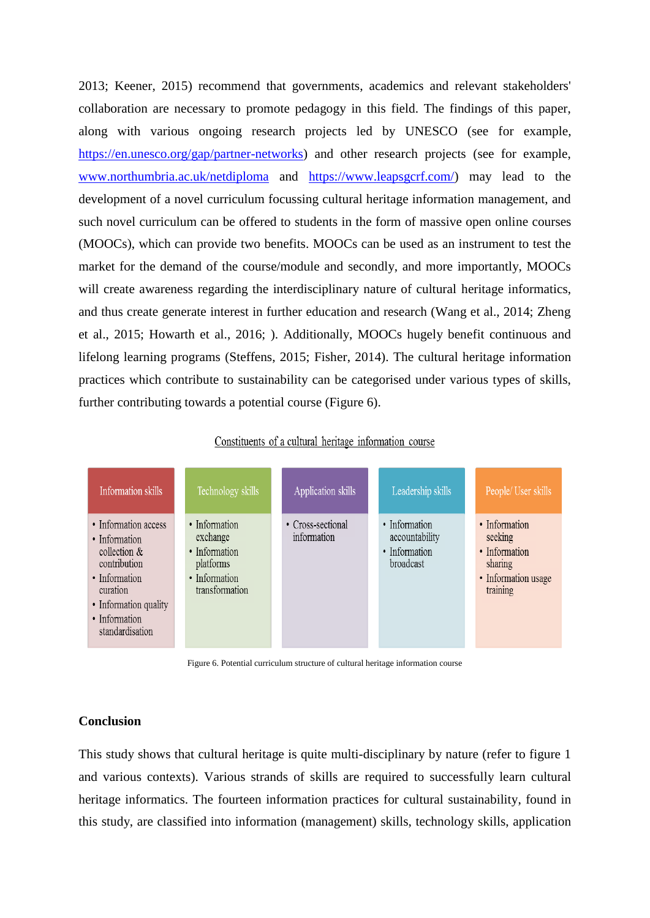2013; Keener, 2015) recommend that governments, academics and relevant stakeholders' collaboration are necessary to promote pedagogy in this field. The findings of this paper, along with various ongoing research projects led by UNESCO (see for example, https://en.unesco.org/gap/partner-networks) and other research projects (see for example, www.northumbria.ac.uk/netdiploma and https://www.leapsgcrf.com/) may lead to the development of a novel curriculum focussing cultural heritage information management, and such novel curriculum can be offered to students in the form of massive open online courses (MOOCs), which can provide two benefits. MOOCs can be used as an instrument to test the market for the demand of the course/module and secondly, and more importantly, MOOCs will create awareness regarding the interdisciplinary nature of cultural heritage informatics, and thus create generate interest in further education and research (Wang et al., 2014; Zheng et al., 2015; Howarth et al., 2016; ). Additionally, MOOCs hugely benefit continuous and lifelong learning programs (Steffens, 2015; Fisher, 2014). The cultural heritage information practices which contribute to sustainability can be categorised under various types of skills, further contributing towards a potential course (Figure 6).

Constituents of a cultural heritage information course

| Information skills | Technology skills | Application skills | Leadership skills | People/ User skills |
|---|---|---|---|---|
| • Information access<br>• Information collection & contribution<br>• Information curation<br>• Information quality<br>• Information standardisation | • Information exchange<br>• Information platforms<br>• Information transformation | • Cross-sectional information | • Information accountability<br>• Information broadcast | • Information seeking<br>• Information sharing<br>• Information usage training |

Figure 6. Potential curriculum structure of cultural heritage information course

## Conclusion

This study shows that cultural heritage is quite multi-disciplinary by nature (refer to figure 1 and various contexts). Various strands of skills are required to successfully learn cultural heritage informatics. The fourteen information practices for cultural sustainability, found in this study, are classified into information (management) skills, technology skills, application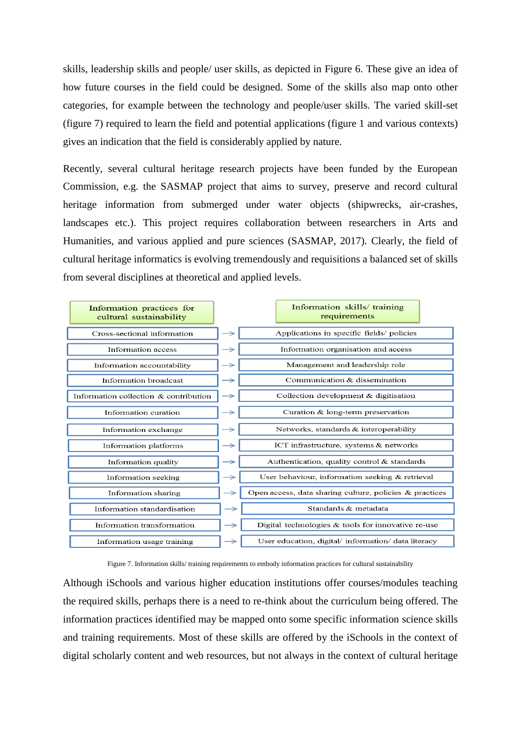skills, leadership skills and people/ user skills, as depicted in Figure 6. These give an idea of how future courses in the field could be designed. Some of the skills also map onto other categories, for example between the technology and people/user skills. The varied skill-set (figure 7) required to learn the field and potential applications (figure 1 and various contexts) gives an indication that the field is considerably applied by nature.

Recently, several cultural heritage research projects have been funded by the European Commission, e.g. the SASMAP project that aims to survey, preserve and record cultural heritage information from submerged under water objects (shipwrecks, air-crashes, landscapes etc.). This project requires collaboration between researchers in Arts and Humanities, and various applied and pure sciences (SASMAP, 2017). Clearly, the field of cultural heritage informatics is evolving tremendously and requisitions a balanced set of skills from several disciplines at theoretical and applied levels.

| Information practices for cultural sustainability | | Information skills/ training requirements |
|---|---|---|
| Cross-sectional information | → | Applications in specific fields/ policies |
| Information access | → | Information organisation and access |
| Information accountability | → | Management and leadership role |
| Information broadcast | → | Communication & dissemination |
| Information collection & contribution | → | Collection development & digitisation |
| Information curation | → | Curation & long-term preservation |
| Information exchange | → | Networks, standards & interoperability |
| Information platforms | → | ICT infrastructure, systems & networks |
| Information quality | → | Authentication, quality control & standards |
| Information seeking | → | User behaviour, information seeking & retrieval |
| Information sharing | → | Open access, data sharing culture, policies & practices |
| Information standardisation | → | Standards & metadata |
| Information transformation | → | Digital technologies & tools for innovative re-use |
| Information usage training | → | User education, digital/ information/ data literacy |

Figure 7. Information skills/ training requirements to embody information practices for cultural sustainability

Although iSchools and various higher education institutions offer courses/modules teaching the required skills, perhaps there is a need to re-think about the curriculum being offered. The information practices identified may be mapped onto some specific information science skills and training requirements. Most of these skills are offered by the iSchools in the context of digital scholarly content and web resources, but not always in the context of cultural heritage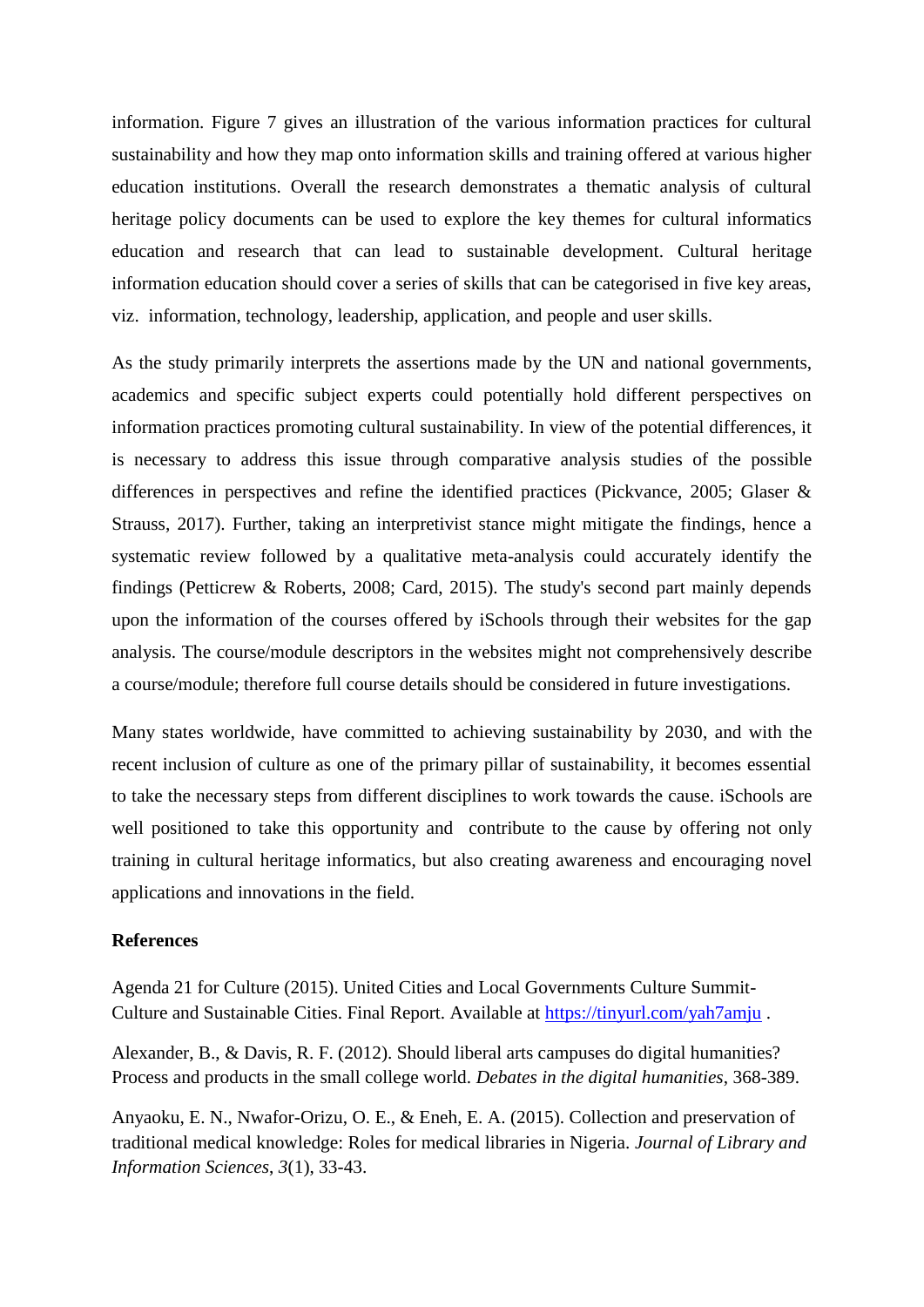information. Figure 7 gives an illustration of the various information practices for cultural sustainability and how they map onto information skills and training offered at various higher education institutions. Overall the research demonstrates a thematic analysis of cultural heritage policy documents can be used to explore the key themes for cultural informatics education and research that can lead to sustainable development. Cultural heritage information education should cover a series of skills that can be categorised in five key areas, viz. information, technology, leadership, application, and people and user skills.

As the study primarily interprets the assertions made by the UN and national governments, academics and specific subject experts could potentially hold different perspectives on information practices promoting cultural sustainability. In view of the potential differences, it is necessary to address this issue through comparative analysis studies of the possible differences in perspectives and refine the identified practices (Pickvance, 2005; Glaser & Strauss, 2017). Further, taking an interpretivist stance might mitigate the findings, hence a systematic review followed by a qualitative meta-analysis could accurately identify the findings (Petticrew & Roberts, 2008; Card, 2015). The study's second part mainly depends upon the information of the courses offered by iSchools through their websites for the gap analysis. The course/module descriptors in the websites might not comprehensively describe a course/module; therefore full course details should be considered in future investigations.

Many states worldwide, have committed to achieving sustainability by 2030, and with the recent inclusion of culture as one of the primary pillar of sustainability, it becomes essential to take the necessary steps from different disciplines to work towards the cause. iSchools are well positioned to take this opportunity and contribute to the cause by offering not only training in cultural heritage informatics, but also creating awareness and encouraging novel applications and innovations in the field.

**References**

Agenda 21 for Culture (2015). United Cities and Local Governments Culture Summit- Culture and Sustainable Cities. Final Report. Available at https://tinyurl.com/yah7amju .

Alexander, B., & Davis, R. F. (2012). Should liberal arts campuses do digital humanities? Process and products in the small college world. *Debates in the digital humanities*, 368-389.

Anyaoku, E. N., Nwafor-Orizu, O. E., & Eneh, E. A. (2015). Collection and preservation of traditional medical knowledge: Roles for medical libraries in Nigeria. *Journal of Library and Information Sciences*, *3*(1), 33-43.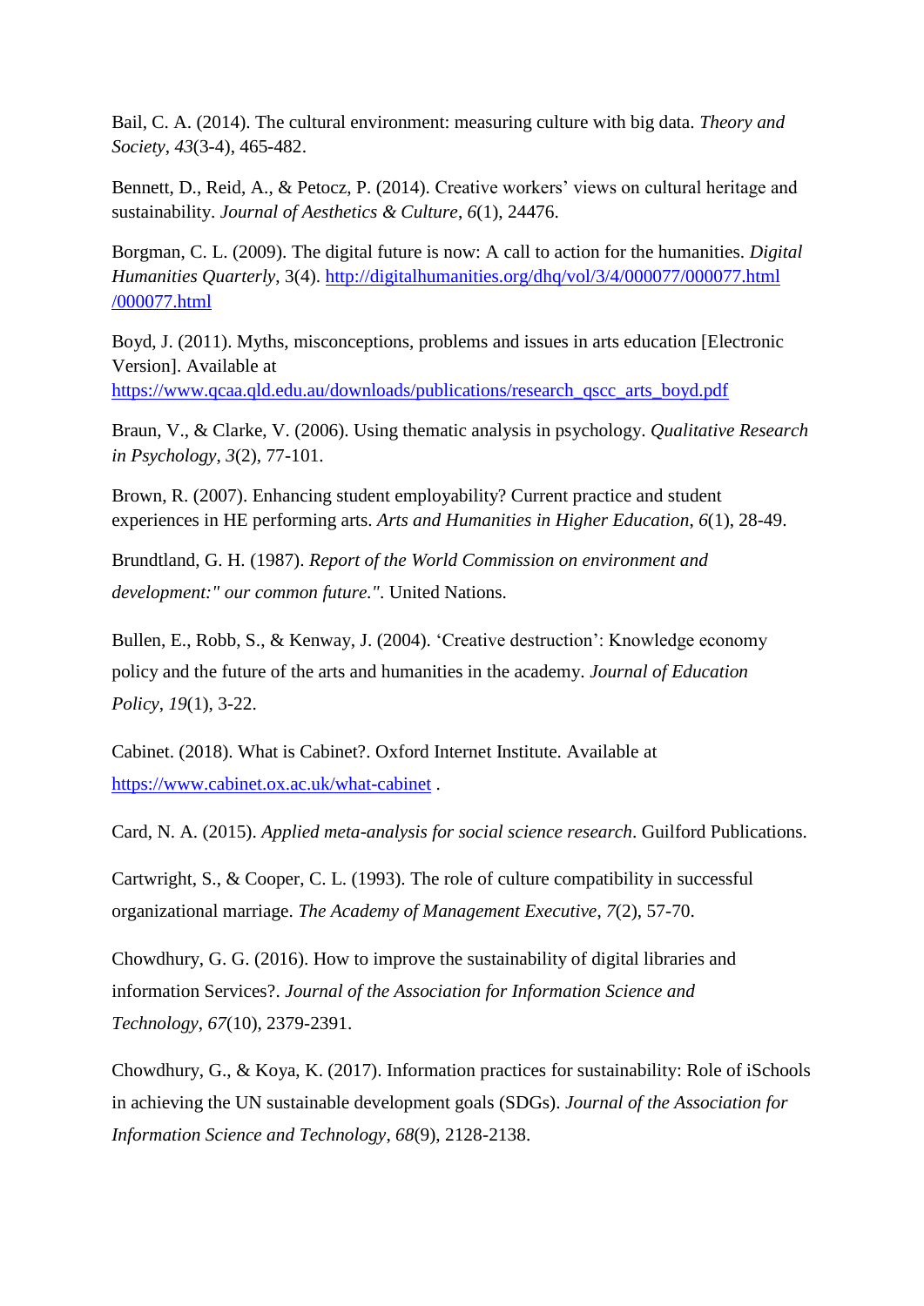Bail, C. A. (2014). The cultural environment: measuring culture with big data. *Theory and Society*, *43*(3-4), 465-482.

Bennett, D., Reid, A., & Petocz, P. (2014). Creative workers' views on cultural heritage and sustainability. *Journal of Aesthetics & Culture*, *6*(1), 24476.

Borgman, C. L. (2009). The digital future is now: A call to action for the humanities. *Digital Humanities Quarterly*, 3(4). http://digitalhumanities.org/dhq/vol/3/4/000077/000077.html /000077.html

Boyd, J. (2011). Myths, misconceptions, problems and issues in arts education [Electronic Version]. Available at https://www.qcaa.qld.edu.au/downloads/publications/research_qscc_arts_boyd.pdf

Braun, V., & Clarke, V. (2006). Using thematic analysis in psychology. *Qualitative Research in Psychology*, *3*(2), 77-101.

Brown, R. (2007). Enhancing student employability? Current practice and student experiences in HE performing arts. *Arts and Humanities in Higher Education*, *6*(1), 28-49.

Brundtland, G. H. (1987). *Report of the World Commission on environment and development:" our common future."*. United Nations.

Bullen, E., Robb, S., & Kenway, J. (2004). 'Creative destruction': Knowledge economy policy and the future of the arts and humanities in the academy. *Journal of Education Policy*, *19*(1), 3-22.

Cabinet. (2018). What is Cabinet?. Oxford Internet Institute. Available at https://www.cabinet.ox.ac.uk/what-cabinet .

Card, N. A. (2015). *Applied meta-analysis for social science research*. Guilford Publications.

Cartwright, S., & Cooper, C. L. (1993). The role of culture compatibility in successful organizational marriage. *The Academy of Management Executive*, *7*(2), 57-70.

Chowdhury, G. G. (2016). How to improve the sustainability of digital libraries and information Services?. *Journal of the Association for Information Science and Technology*, *67*(10), 2379-2391.

Chowdhury, G., & Koya, K. (2017). Information practices for sustainability: Role of iSchools in achieving the UN sustainable development goals (SDGs). *Journal of the Association for Information Science and Technology*, *68*(9), 2128-2138.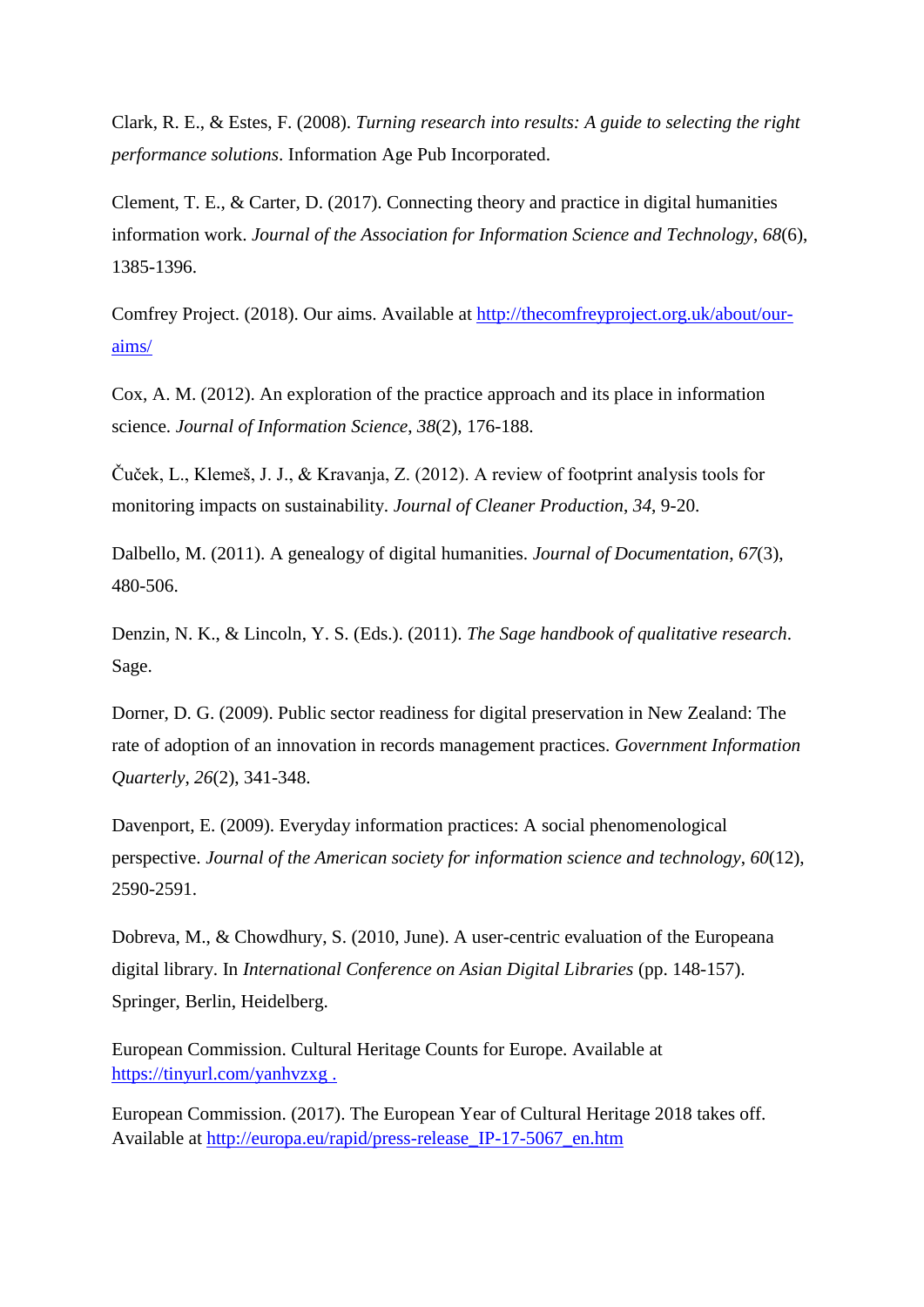Clark, R. E., & Estes, F. (2008). *Turning research into results: A guide to selecting the right performance solutions*. Information Age Pub Incorporated.

Clement, T. E., & Carter, D. (2017). Connecting theory and practice in digital humanities information work. *Journal of the Association for Information Science and Technology*, *68*(6), 1385-1396.

Comfrey Project. (2018). Our aims. Available at [http://thecomfreyproject.org.uk/about/our-aims/](http://thecomfreyproject.org.uk/about/our-aims/)

Cox, A. M. (2012). An exploration of the practice approach and its place in information science. *Journal of Information Science*, *38*(2), 176-188.

Čuček, L., Klemeš, J. J., & Kravanja, Z. (2012). A review of footprint analysis tools for monitoring impacts on sustainability. *Journal of Cleaner Production*, *34*, 9-20.

Dalbello, M. (2011). A genealogy of digital humanities. *Journal of Documentation*, *67*(3), 480-506.

Denzin, N. K., & Lincoln, Y. S. (Eds.). (2011). *The Sage handbook of qualitative research*. Sage.

Dorner, D. G. (2009). Public sector readiness for digital preservation in New Zealand: The rate of adoption of an innovation in records management practices. *Government Information Quarterly*, *26*(2), 341-348.

Davenport, E. (2009). Everyday information practices: A social phenomenological perspective. *Journal of the American society for information science and technology*, *60*(12), 2590-2591.

Dobreva, M., & Chowdhury, S. (2010, June). A user-centric evaluation of the Europeana digital library. In *International Conference on Asian Digital Libraries* (pp. 148-157). Springer, Berlin, Heidelberg.

European Commission. Cultural Heritage Counts for Europe. Available at [https://tinyurl.com/yanhvzxg .](https://tinyurl.com/yanhvzxg)

European Commission. (2017). The European Year of Cultural Heritage 2018 takes off. Available at [http://europa.eu/rapid/press-release_IP-17-5067_en.htm](http://europa.eu/rapid/press-release_IP-17-5067_en.htm)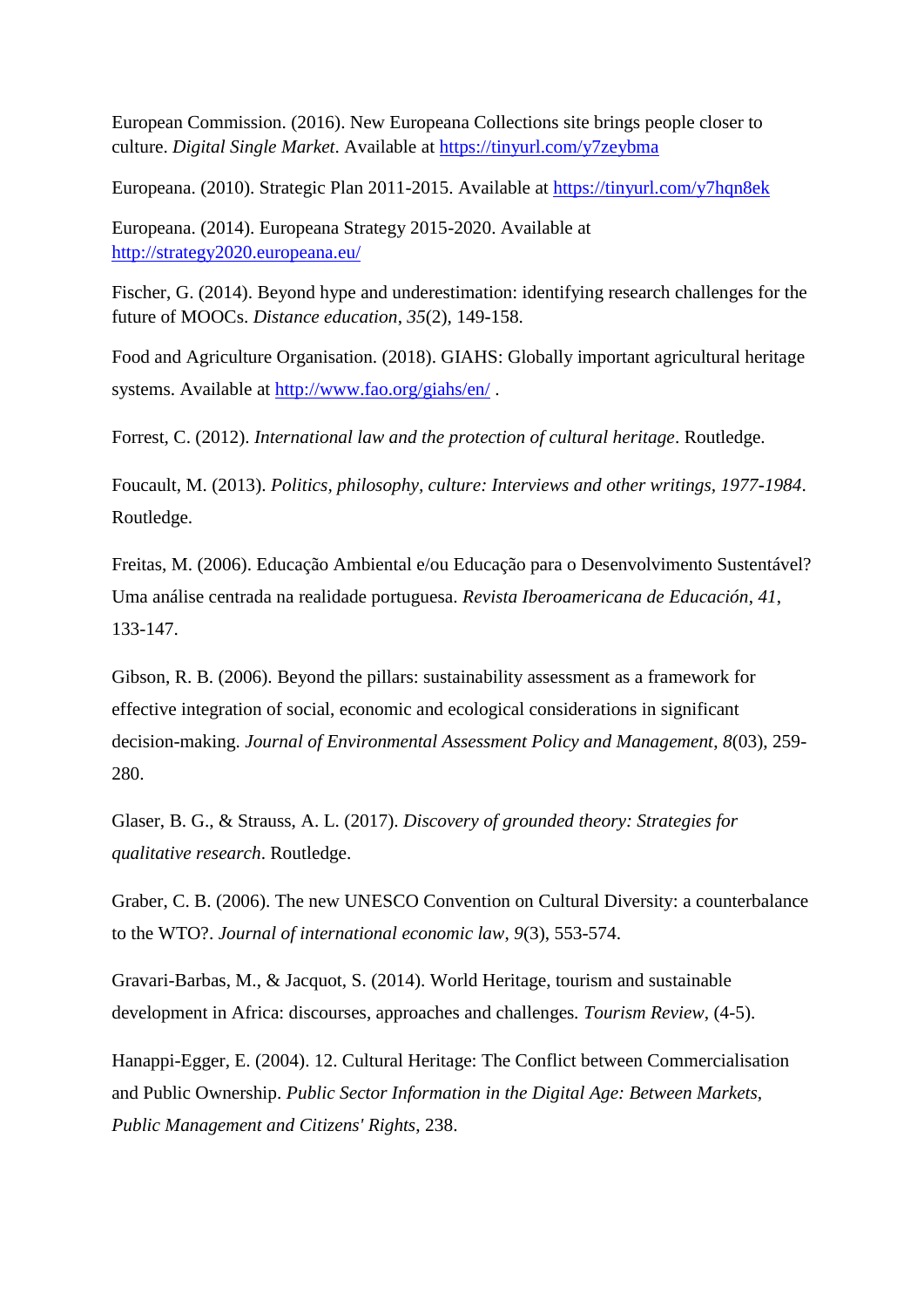European Commission. (2016). New Europeana Collections site brings people closer to culture. *Digital Single Market*. Available at https://tinyurl.com/y7zeybma

Europeana. (2010). Strategic Plan 2011-2015. Available at https://tinyurl.com/y7hqn8ek

Europeana. (2014). Europeana Strategy 2015-2020. Available at http://strategy2020.europeana.eu/

Fischer, G. (2014). Beyond hype and underestimation: identifying research challenges for the future of MOOCs. *Distance education*, *35*(2), 149-158.

Food and Agriculture Organisation. (2018). GIAHS: Globally important agricultural heritage systems. Available at http://www.fao.org/giahs/en/ .

Forrest, C. (2012). *International law and the protection of cultural heritage*. Routledge.

Foucault, M. (2013). *Politics, philosophy, culture: Interviews and other writings, 1977-1984*. Routledge.

Freitas, M. (2006). Educação Ambiental e/ou Educação para o Desenvolvimento Sustentável? Uma análise centrada na realidade portuguesa. *Revista Iberoamericana de Educación*, *41*, 133-147.

Gibson, R. B. (2006). Beyond the pillars: sustainability assessment as a framework for effective integration of social, economic and ecological considerations in significant decision-making. *Journal of Environmental Assessment Policy and Management*, *8*(03), 259-280.

Glaser, B. G., & Strauss, A. L. (2017). *Discovery of grounded theory: Strategies for qualitative research*. Routledge.

Graber, C. B. (2006). The new UNESCO Convention on Cultural Diversity: a counterbalance to the WTO?. *Journal of international economic law*, *9*(3), 553-574.

Gravari-Barbas, M., & Jacquot, S. (2014). World Heritage, tourism and sustainable development in Africa: discourses, approaches and challenges. *Tourism Review*, (4-5).

Hanappi-Egger, E. (2004). 12. Cultural Heritage: The Conflict between Commercialisation and Public Ownership. *Public Sector Information in the Digital Age: Between Markets, Public Management and Citizens' Rights*, 238.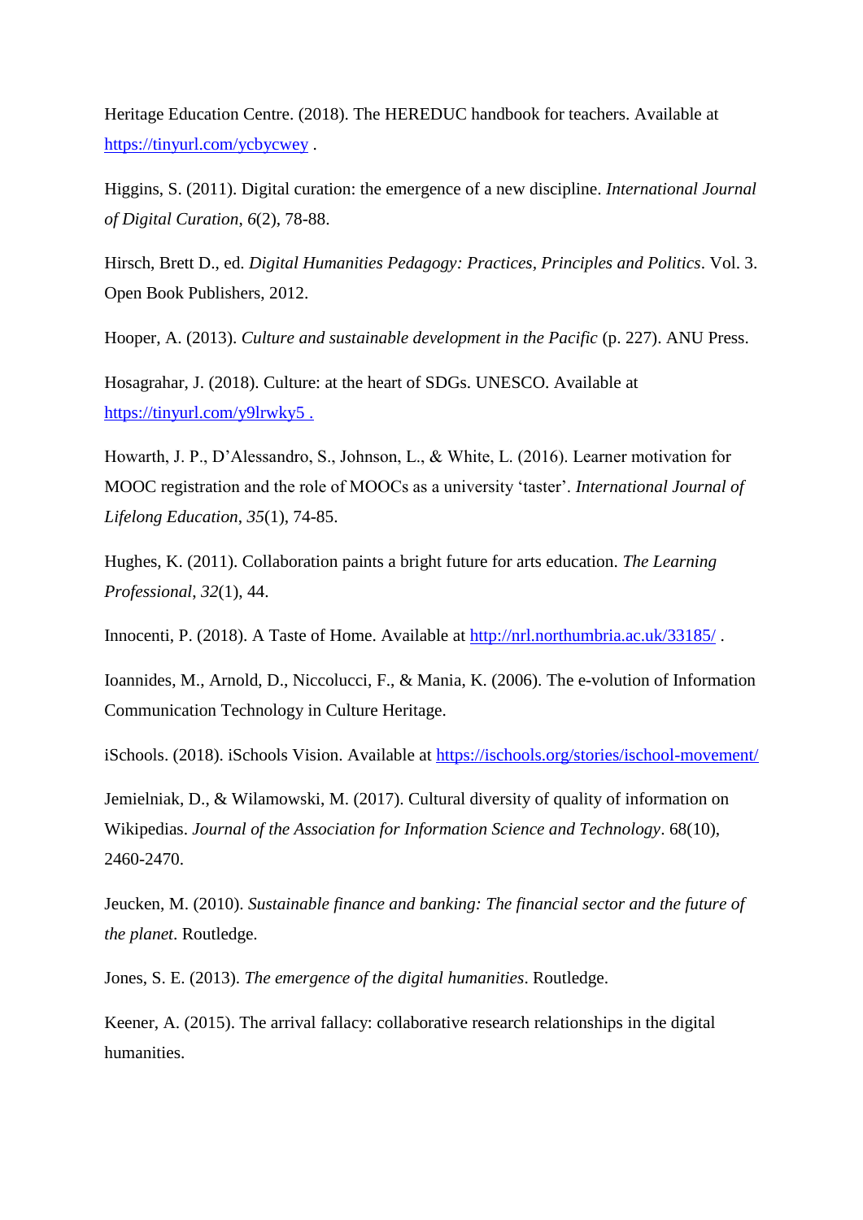Heritage Education Centre. (2018). The HEREDUC handbook for teachers. Available at https://tinyurl.com/ycbycwey .

Higgins, S. (2011). Digital curation: the emergence of a new discipline. *International Journal of Digital Curation*, *6*(2), 78-88.

Hirsch, Brett D., ed. *Digital Humanities Pedagogy: Practices, Principles and Politics*. Vol. 3. Open Book Publishers, 2012.

Hooper, A. (2013). *Culture and sustainable development in the Pacific* (p. 227). ANU Press.

Hosagrahar, J. (2018). Culture: at the heart of SDGs. UNESCO. Available at https://tinyurl.com/y9lrwky5 .

Howarth, J. P., D'Alessandro, S., Johnson, L., & White, L. (2016). Learner motivation for MOOC registration and the role of MOOCs as a university 'taster'. *International Journal of Lifelong Education*, *35*(1), 74-85.

Hughes, K. (2011). Collaboration paints a bright future for arts education. *The Learning Professional*, *32*(1), 44.

Innocenti, P. (2018). A Taste of Home. Available at http://nrl.northumbria.ac.uk/33185/ .

Ioannides, M., Arnold, D., Niccolucci, F., & Mania, K. (2006). The e-volution of Information Communication Technology in Culture Heritage.

iSchools. (2018). iSchools Vision. Available at https://ischools.org/stories/ischool-movement/

Jemielniak, D., & Wilamowski, M. (2017). Cultural diversity of quality of information on Wikipedias. *Journal of the Association for Information Science and Technology*. 68(10), 2460-2470.

Jeucken, M. (2010). *Sustainable finance and banking: The financial sector and the future of the planet*. Routledge.

Jones, S. E. (2013). *The emergence of the digital humanities*. Routledge.

Keener, A. (2015). The arrival fallacy: collaborative research relationships in the digital humanities.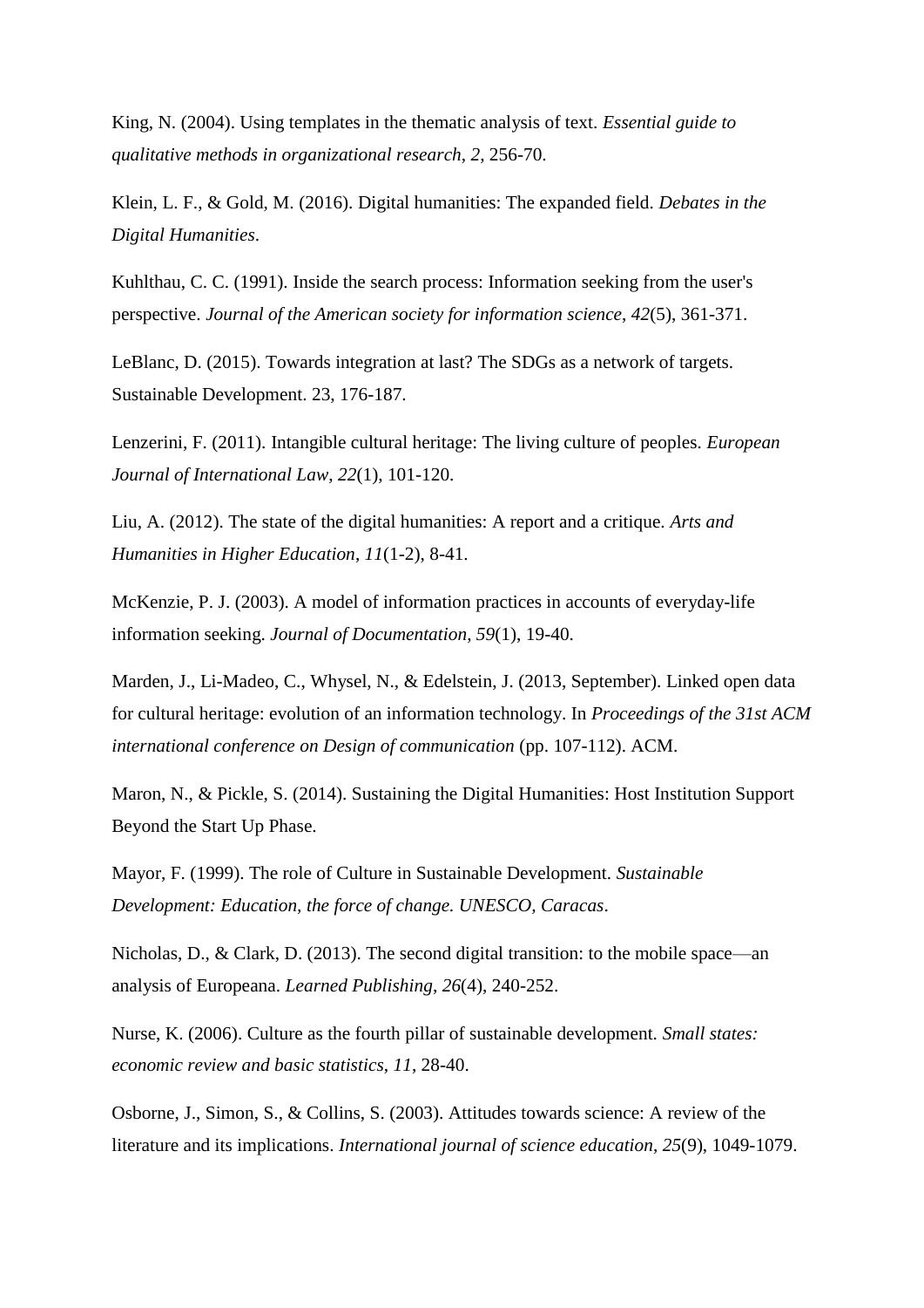King, N. (2004). Using templates in the thematic analysis of text. *Essential guide to qualitative methods in organizational research*, *2*, 256-70.

Klein, L. F., & Gold, M. (2016). Digital humanities: The expanded field. *Debates in the Digital Humanities*.

Kuhlthau, C. C. (1991). Inside the search process: Information seeking from the user's perspective. *Journal of the American society for information science*, *42*(5), 361-371.

LeBlanc, D. (2015). Towards integration at last? The SDGs as a network of targets. Sustainable Development. 23, 176-187.

Lenzerini, F. (2011). Intangible cultural heritage: The living culture of peoples. *European Journal of International Law*, *22*(1), 101-120.

Liu, A. (2012). The state of the digital humanities: A report and a critique. *Arts and Humanities in Higher Education*, *11*(1-2), 8-41.

McKenzie, P. J. (2003). A model of information practices in accounts of everyday-life information seeking. *Journal of Documentation*, *59*(1), 19-40.

Marden, J., Li-Madeo, C., Whysel, N., & Edelstein, J. (2013, September). Linked open data for cultural heritage: evolution of an information technology. In *Proceedings of the 31st ACM international conference on Design of communication* (pp. 107-112). ACM.

Maron, N., & Pickle, S. (2014). Sustaining the Digital Humanities: Host Institution Support Beyond the Start Up Phase.

Mayor, F. (1999). The role of Culture in Sustainable Development. *Sustainable Development: Education, the force of change. UNESCO, Caracas*.

Nicholas, D., & Clark, D. (2013). The second digital transition: to the mobile space—an analysis of Europeana. *Learned Publishing*, *26*(4), 240-252.

Nurse, K. (2006). Culture as the fourth pillar of sustainable development. *Small states: economic review and basic statistics*, *11*, 28-40.

Osborne, J., Simon, S., & Collins, S. (2003). Attitudes towards science: A review of the literature and its implications. *International journal of science education*, *25*(9), 1049-1079.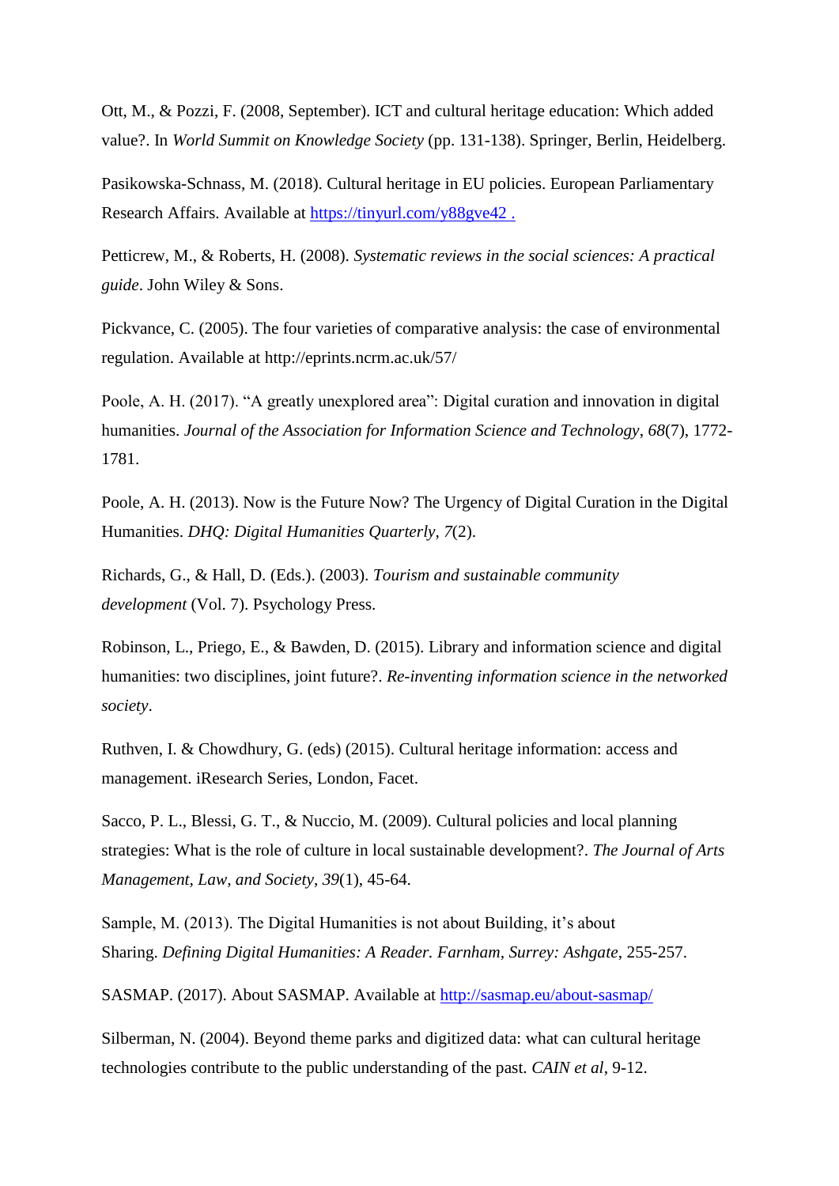Ott, M., & Pozzi, F. (2008, September). ICT and cultural heritage education: Which added value?. In *World Summit on Knowledge Society* (pp. 131-138). Springer, Berlin, Heidelberg.

Pasikowska-Schnass, M. (2018). Cultural heritage in EU policies. European Parliamentary Research Affairs. Available at [https://tinyurl.com/y88gve42 .](https://tinyurl.com/y88gve42)

Petticrew, M., & Roberts, H. (2008). *Systematic reviews in the social sciences: A practical guide*. John Wiley & Sons.

Pickvance, C. (2005). The four varieties of comparative analysis: the case of environmental regulation. Available at http://eprints.ncrm.ac.uk/57/

Poole, A. H. (2017). "A greatly unexplored area": Digital curation and innovation in digital humanities. *Journal of the Association for Information Science and Technology*, *68*(7), 1772-1781.

Poole, A. H. (2013). Now is the Future Now? The Urgency of Digital Curation in the Digital Humanities. *DHQ: Digital Humanities Quarterly*, *7*(2).

Richards, G., & Hall, D. (Eds.). (2003). *Tourism and sustainable community development* (Vol. 7). Psychology Press.

Robinson, L., Priego, E., & Bawden, D. (2015). Library and information science and digital humanities: two disciplines, joint future?. *Re-inventing information science in the networked society*.

Ruthven, I. & Chowdhury, G. (eds) (2015). Cultural heritage information: access and management. iResearch Series, London, Facet.

Sacco, P. L., Blessi, G. T., & Nuccio, M. (2009). Cultural policies and local planning strategies: What is the role of culture in local sustainable development?. *The Journal of Arts Management, Law, and Society*, *39*(1), 45-64.

Sample, M. (2013). The Digital Humanities is not about Building, it's about Sharing. *Defining Digital Humanities: A Reader. Farnham, Surrey: Ashgate*, 255-257.

SASMAP. (2017). About SASMAP. Available at [http://sasmap.eu/about-sasmap/](http://sasmap.eu/about-sasmap/)

Silberman, N. (2004). Beyond theme parks and digitized data: what can cultural heritage technologies contribute to the public understanding of the past. *CAIN et al*, 9-12.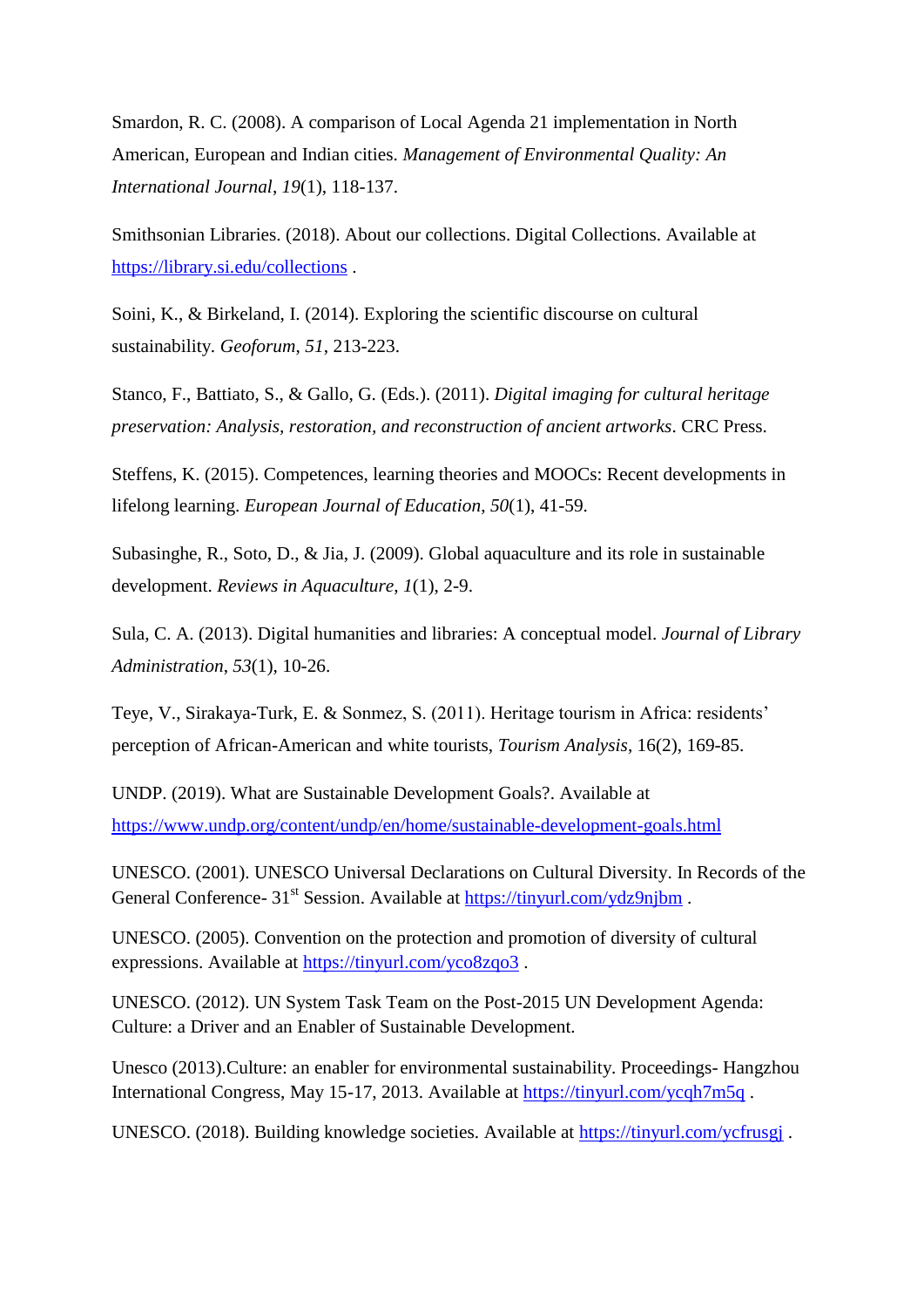Smardon, R. C. (2008). A comparison of Local Agenda 21 implementation in North American, European and Indian cities. *Management of Environmental Quality: An International Journal*, *19*(1), 118-137.

Smithsonian Libraries. (2018). About our collections. Digital Collections. Available at https://library.si.edu/collections .

Soini, K., & Birkeland, I. (2014). Exploring the scientific discourse on cultural sustainability. *Geoforum*, *51*, 213-223.

Stanco, F., Battiato, S., & Gallo, G. (Eds.). (2011). *Digital imaging for cultural heritage preservation: Analysis, restoration, and reconstruction of ancient artworks*. CRC Press.

Steffens, K. (2015). Competences, learning theories and MOOCs: Recent developments in lifelong learning. *European Journal of Education*, *50*(1), 41-59.

Subasinghe, R., Soto, D., & Jia, J. (2009). Global aquaculture and its role in sustainable development. *Reviews in Aquaculture*, *1*(1), 2-9.

Sula, C. A. (2013). Digital humanities and libraries: A conceptual model. *Journal of Library Administration*, *53*(1), 10-26.

Teye, V., Sirakaya-Turk, E. & Sonmez, S. (2011). Heritage tourism in Africa: residents' perception of African-American and white tourists, *Tourism Analysis*, 16(2), 169-85.

UNDP. (2019). What are Sustainable Development Goals?. Available at https://www.undp.org/content/undp/en/home/sustainable-development-goals.html

UNESCO. (2001). UNESCO Universal Declarations on Cultural Diversity. In Records of the General Conference- 31st Session. Available at https://tinyurl.com/ydz9njbm .

UNESCO. (2005). Convention on the protection and promotion of diversity of cultural expressions. Available at https://tinyurl.com/yco8zqo3 .

UNESCO. (2012). UN System Task Team on the Post-2015 UN Development Agenda: Culture: a Driver and an Enabler of Sustainable Development.

Unesco (2013).Culture: an enabler for environmental sustainability. Proceedings- Hangzhou International Congress, May 15-17, 2013. Available at https://tinyurl.com/ycqh7m5q .

UNESCO. (2018). Building knowledge societies. Available at https://tinyurl.com/ycfrusgj .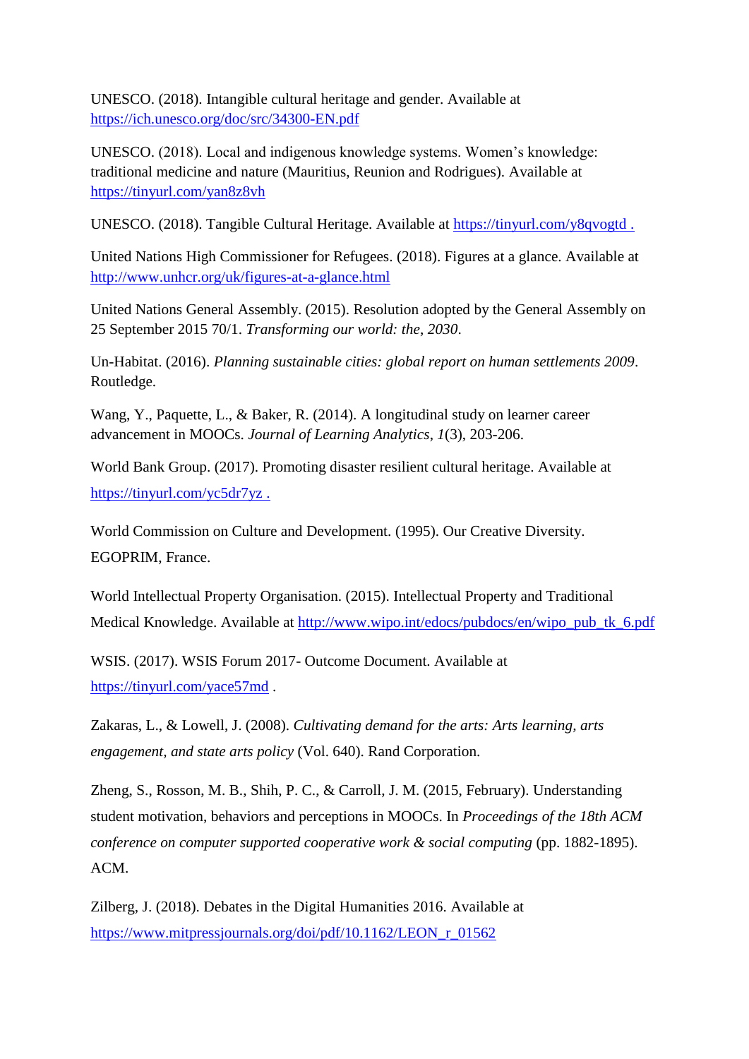UNESCO. (2018). Intangible cultural heritage and gender. Available at https://ich.unesco.org/doc/src/34300-EN.pdf

UNESCO. (2018). Local and indigenous knowledge systems. Women's knowledge: traditional medicine and nature (Mauritius, Reunion and Rodrigues). Available at https://tinyurl.com/yan8z8vh

UNESCO. (2018). Tangible Cultural Heritage. Available at https://tinyurl.com/y8qvogtd .

United Nations High Commissioner for Refugees. (2018). Figures at a glance. Available at http://www.unhcr.org/uk/figures-at-a-glance.html

United Nations General Assembly. (2015). Resolution adopted by the General Assembly on 25 September 2015 70/1. *Transforming our world: the, 2030*.

Un-Habitat. (2016). *Planning sustainable cities: global report on human settlements 2009*. Routledge.

Wang, Y., Paquette, L., & Baker, R. (2014). A longitudinal study on learner career advancement in MOOCs. *Journal of Learning Analytics*, *1*(3), 203-206.

World Bank Group. (2017). Promoting disaster resilient cultural heritage. Available at https://tinyurl.com/yc5dr7yz .

World Commission on Culture and Development. (1995). Our Creative Diversity. EGOPRIM, France.

World Intellectual Property Organisation. (2015). Intellectual Property and Traditional Medical Knowledge. Available at http://www.wipo.int/edocs/pubdocs/en/wipo_pub_tk_6.pdf

WSIS. (2017). WSIS Forum 2017- Outcome Document. Available at https://tinyurl.com/yace57md .

Zakaras, L., & Lowell, J. (2008). *Cultivating demand for the arts: Arts learning, arts engagement, and state arts policy* (Vol. 640). Rand Corporation.

Zheng, S., Rosson, M. B., Shih, P. C., & Carroll, J. M. (2015, February). Understanding student motivation, behaviors and perceptions in MOOCs. In *Proceedings of the 18th ACM conference on computer supported cooperative work & social computing* (pp. 1882-1895). ACM.

Zilberg, J. (2018). Debates in the Digital Humanities 2016. Available at https://www.mitpressjournals.org/doi/pdf/10.1162/LEON_r_01562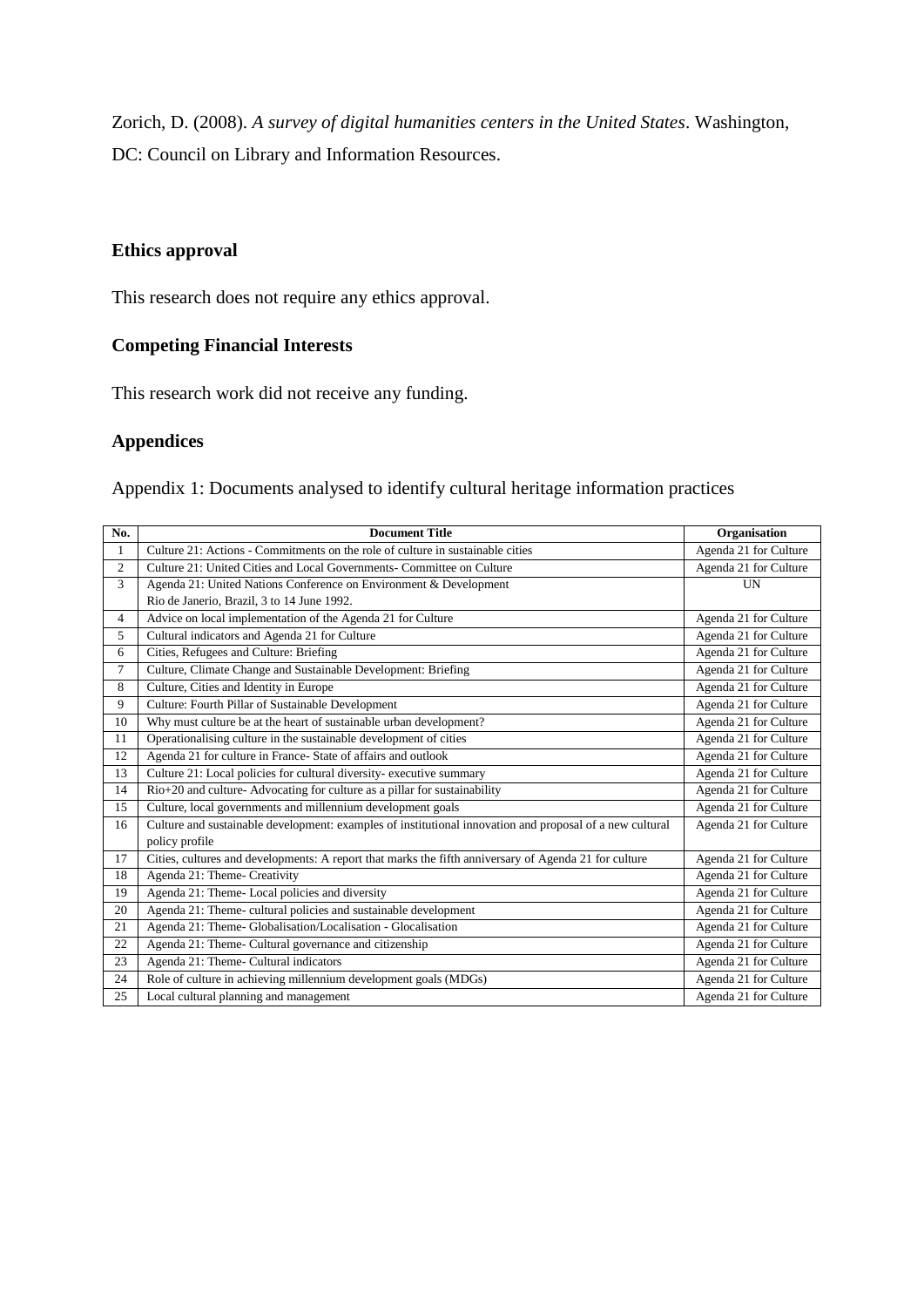Zorich, D. (2008). *A survey of digital humanities centers in the United States*. Washington, DC: Council on Library and Information Resources.

## Ethics approval

This research does not require any ethics approval.

## Competing Financial Interests

This research work did not receive any funding.

## Appendices

Appendix 1: Documents analysed to identify cultural heritage information practices

| No. | Document Title | Organisation |
|---|---|---|
| 1 | Culture 21: Actions - Commitments on the role of culture in sustainable cities | Agenda 21 for Culture |
| 2 | Culture 21: United Cities and Local Governments- Committee on Culture | Agenda 21 for Culture |
| 3 | Agenda 21: United Nations Conference on Environment & Development Rio de Janerio, Brazil, 3 to 14 June 1992. | UN |
| 4 | Advice on local implementation of the Agenda 21 for Culture | Agenda 21 for Culture |
| 5 | Cultural indicators and Agenda 21 for Culture | Agenda 21 for Culture |
| 6 | Cities, Refugees and Culture: Briefing | Agenda 21 for Culture |
| 7 | Culture, Climate Change and Sustainable Development: Briefing | Agenda 21 for Culture |
| 8 | Culture, Cities and Identity in Europe | Agenda 21 for Culture |
| 9 | Culture: Fourth Pillar of Sustainable Development | Agenda 21 for Culture |
| 10 | Why must culture be at the heart of sustainable urban development? | Agenda 21 for Culture |
| 11 | Operationalising culture in the sustainable development of cities | Agenda 21 for Culture |
| 12 | Agenda 21 for culture in France- State of affairs and outlook | Agenda 21 for Culture |
| 13 | Culture 21: Local policies for cultural diversity- executive summary | Agenda 21 for Culture |
| 14 | Rio+20 and culture- Advocating for culture as a pillar for sustainability | Agenda 21 for Culture |
| 15 | Culture, local governments and millennium development goals | Agenda 21 for Culture |
| 16 | Culture and sustainable development: examples of institutional innovation and proposal of a new cultural policy profile | Agenda 21 for Culture |
| 17 | Cities, cultures and developments: A report that marks the fifth anniversary of Agenda 21 for culture | Agenda 21 for Culture |
| 18 | Agenda 21: Theme- Creativity | Agenda 21 for Culture |
| 19 | Agenda 21: Theme- Local policies and diversity | Agenda 21 for Culture |
| 20 | Agenda 21: Theme- cultural policies and sustainable development | Agenda 21 for Culture |
| 21 | Agenda 21: Theme- Globalisation/Localisation - Glocalisation | Agenda 21 for Culture |
| 22 | Agenda 21: Theme- Cultural governance and citizenship | Agenda 21 for Culture |
| 23 | Agenda 21: Theme- Cultural indicators | Agenda 21 for Culture |
| 24 | Role of culture in achieving millennium development goals (MDGs) | Agenda 21 for Culture |
| 25 | Local cultural planning and management | Agenda 21 for Culture |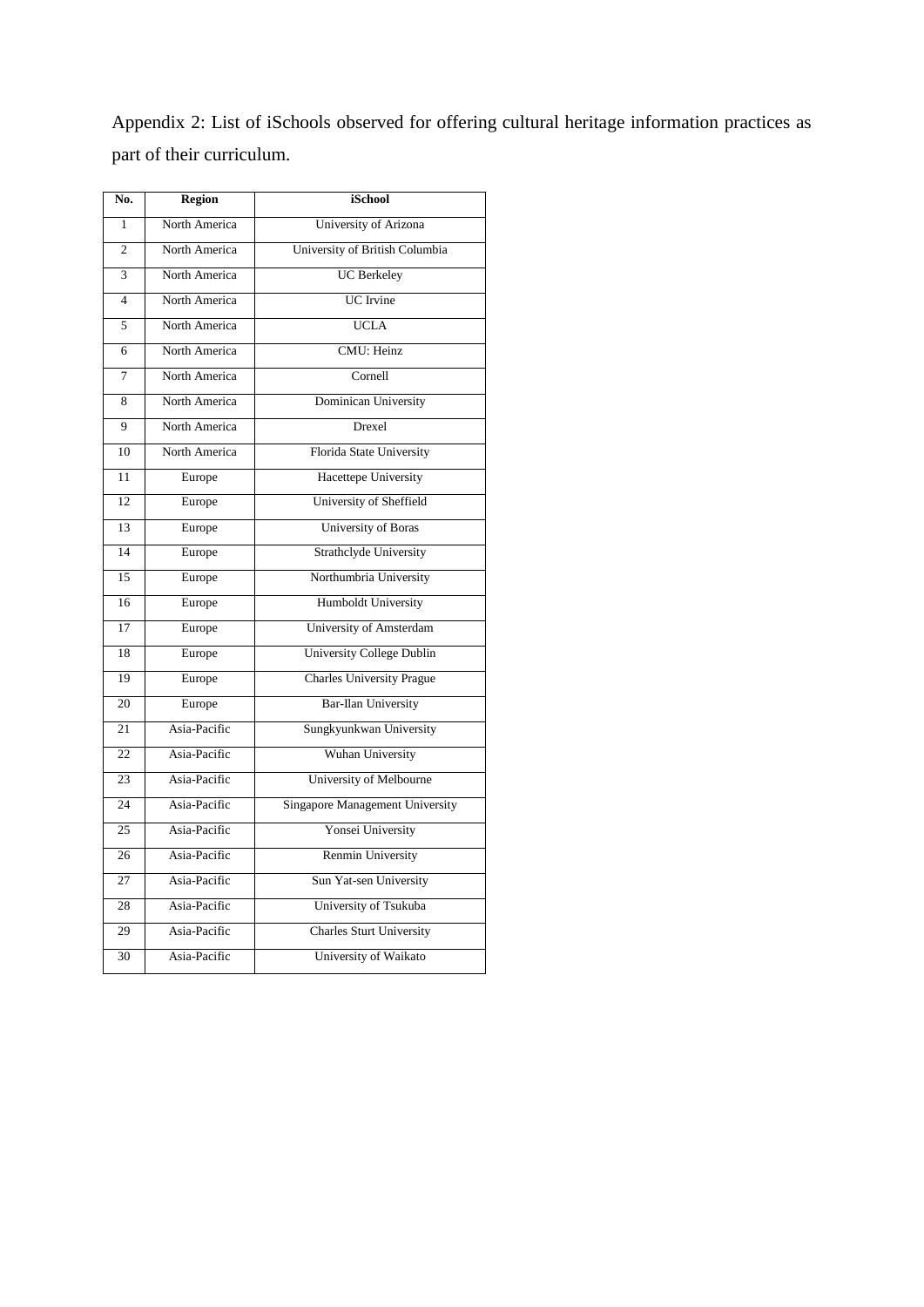Appendix 2: List of iSchools observed for offering cultural heritage information practices as part of their curriculum.

| No. | Region | iSchool |
| --- | --- | --- |
| 1 | North America | University of Arizona |
| 2 | North America | University of British Columbia |
| 3 | North America | UC Berkeley |
| 4 | North America | UC Irvine |
| 5 | North America | UCLA |
| 6 | North America | CMU: Heinz |
| 7 | North America | Cornell |
| 8 | North America | Dominican University |
| 9 | North America | Drexel |
| 10 | North America | Florida State University |
| 11 | Europe | Hacettepe University |
| 12 | Europe | University of Sheffield |
| 13 | Europe | University of Boras |
| 14 | Europe | Strathclyde University |
| 15 | Europe | Northumbria University |
| 16 | Europe | Humboldt University |
| 17 | Europe | University of Amsterdam |
| 18 | Europe | University College Dublin |
| 19 | Europe | Charles University Prague |
| 20 | Europe | Bar-Ilan University |
| 21 | Asia-Pacific | Sungkyunkwan University |
| 22 | Asia-Pacific | Wuhan University |
| 23 | Asia-Pacific | University of Melbourne |
| 24 | Asia-Pacific | Singapore Management University |
| 25 | Asia-Pacific | Yonsei University |
| 26 | Asia-Pacific | Renmin University |
| 27 | Asia-Pacific | Sun Yat-sen University |
| 28 | Asia-Pacific | University of Tsukuba |
| 29 | Asia-Pacific | Charles Sturt University |
| 30 | Asia-Pacific | University of Waikato |